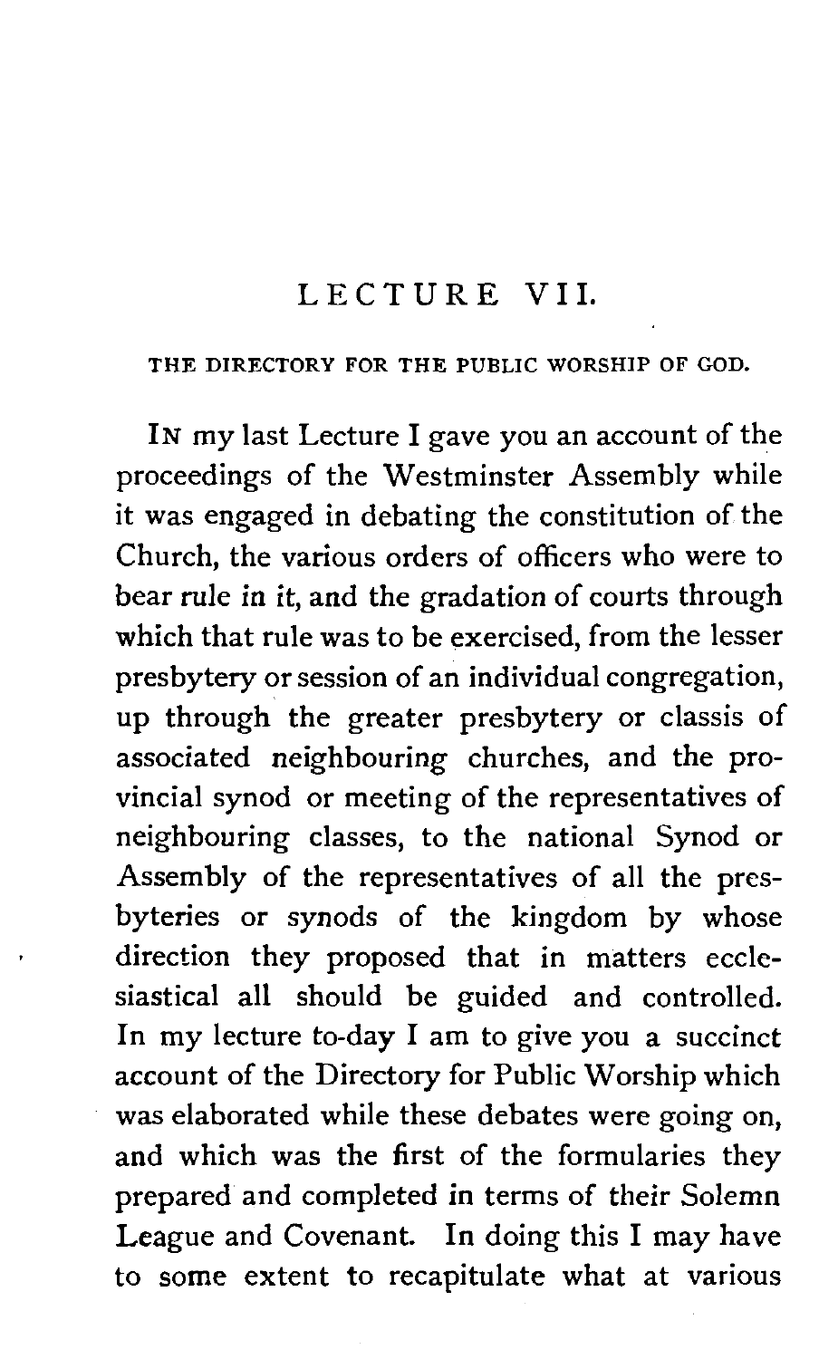# LECTURE VII.

## THE DIRECTORY FOR THE PUBLIC WORSHIP OF GOD.

In my last Lecture I gave you an account of the proceedings of the Westminster Assembly while it was engaged in debating the constitution of the Church, the various orders of officers who were to bear rule in it, and the gradation of courts through which that rule was to be exercised, from the lesser presbytery or session of an individual congregation, up through the greater presbytery or classis of associated neighbouring churches, and the provincial synod or meeting of the representatives of neighbouring classes, to the national Synod or Assembly of the representatives of all the presbyteries or synods of the kingdom by whose direction they proposed that in matters ecclesiastical all should be guided and controlled. In my lecture to-day I am to give you a succinct account of the Directory for Public Worship which was elaborated while these debates were going on, and which was the first of the formularies they prepared and completed in terms of their Solemn League and Covenant. In doing this I may have to some extent to recapitulate what at various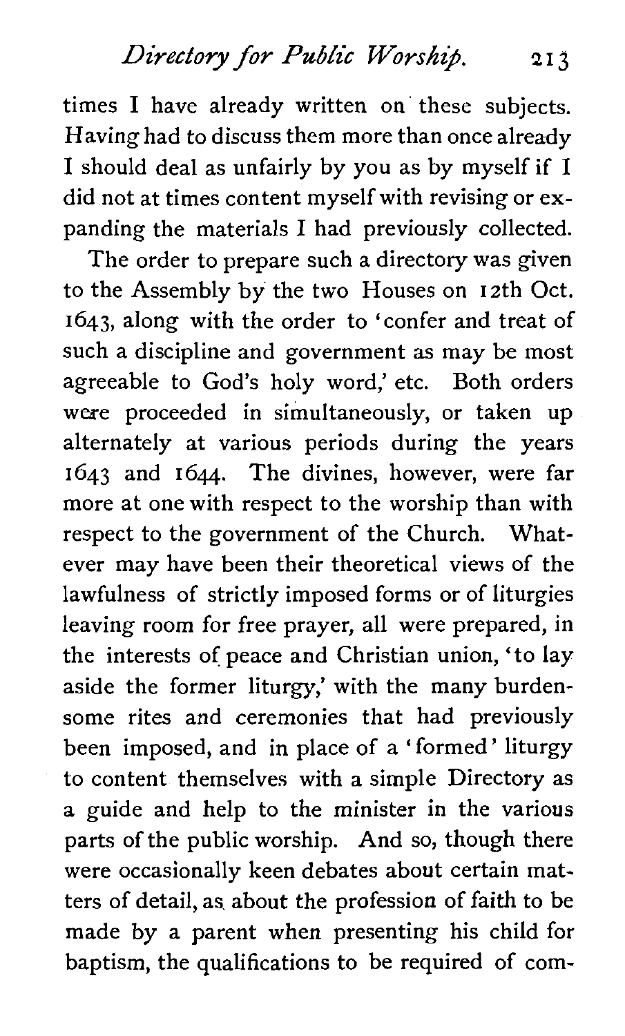times I have already written on these subjects. Having had to discuss them more than once already I should deal as unfairly by you as by myself if I did not at times content myself with revising or expanding the materials I had previously collected.

The order to prepare such a directory was given to the Assembly by the two Houses on 12th Oct. 1643, along with the order to 'confer and treat of such a discipline and government as may be most agreeable to God's holy word,' etc. Both orders were proceeded in simultaneously, or taken up alternately at various periods during the years 1643 and 1644. The divines, however, were far more at one with respect to the worship than with respect to the government of the Church. Whatever may have been their theoretical views of the lawfulness of strictly imposed forms or of liturgies leaving room for free prayer, all were prepared, in the interests of peace and Christian union, 'to lay aside the former liturgy,' with the many burdensome rites and ceremonies that had previously been imposed, and in place of a 'formed' liturgy to content themselves with a simple Directory as a guide and help to the minister in the various parts of the public worship. And so, though there were occasionally keen debates about certain matters of detail, as about the profession of faith to be made by a parent when presenting his child for baptism, the qualifications to be required of com-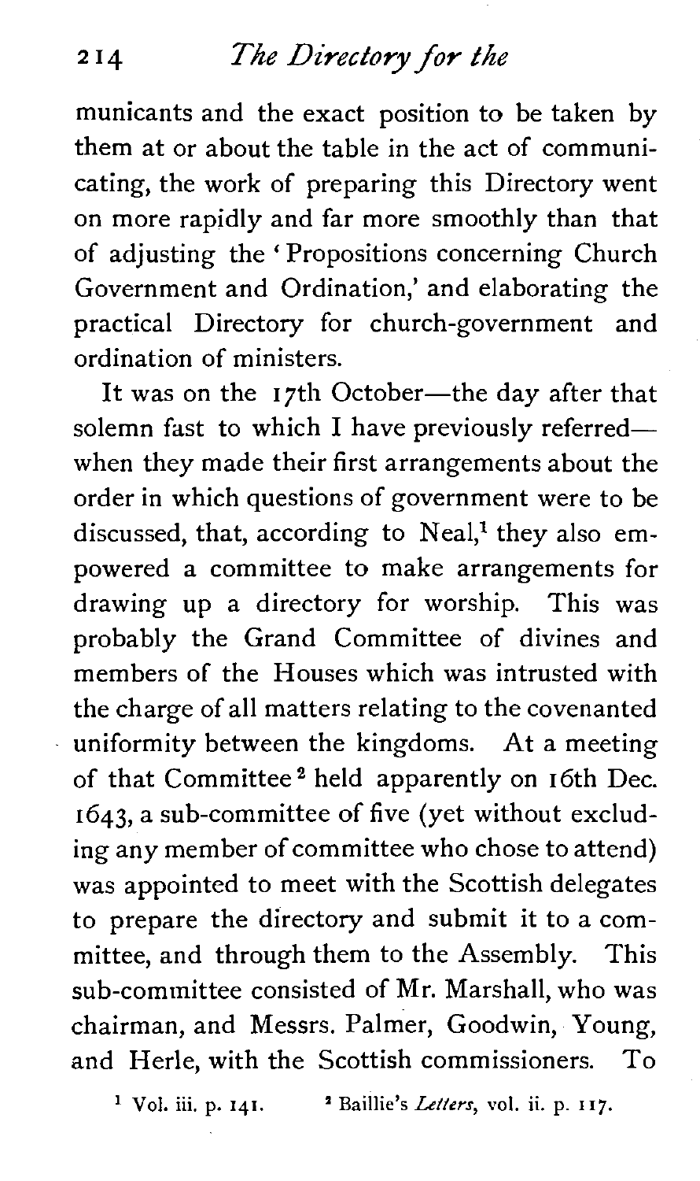municants and the exact position to be taken by them at or about the table in the act of communicating, the work of preparing this Directory went on more rapidly and far more smoothly than that of adjusting the 'Propositions concerning Church Government and Ordination,' and elaborating the practical Directory for church-government and ordination of ministers.

It was on the 17th October—the day after that solemn fast to which I have previously referred—when they made their first arrangements about the order in which questions of government were to be discussed, that, according to Neal,[1] they also empowered a committee to make arrangements for drawing up a directory for worship. This was probably the Grand Committee of divines and members of the Houses which was intrusted with the charge of all matters relating to the covenanted uniformity between the kingdoms. At a meeting of that Committee[2] held apparently on 16th Dec. 1643, a sub-committee of five (yet without excluding any member of committee who chose to attend) was appointed to meet with the Scottish delegates to prepare the directory and submit it to a committee, and through them to the Assembly. This sub-committee consisted of Mr. Marshall, who was chairman, and Messrs. Palmer, Goodwin, Young, and Herle, with the Scottish commissioners. To

[1] Vol. iii. p. 141. [2] Baillie's *Letters*, vol. ii. p. 117.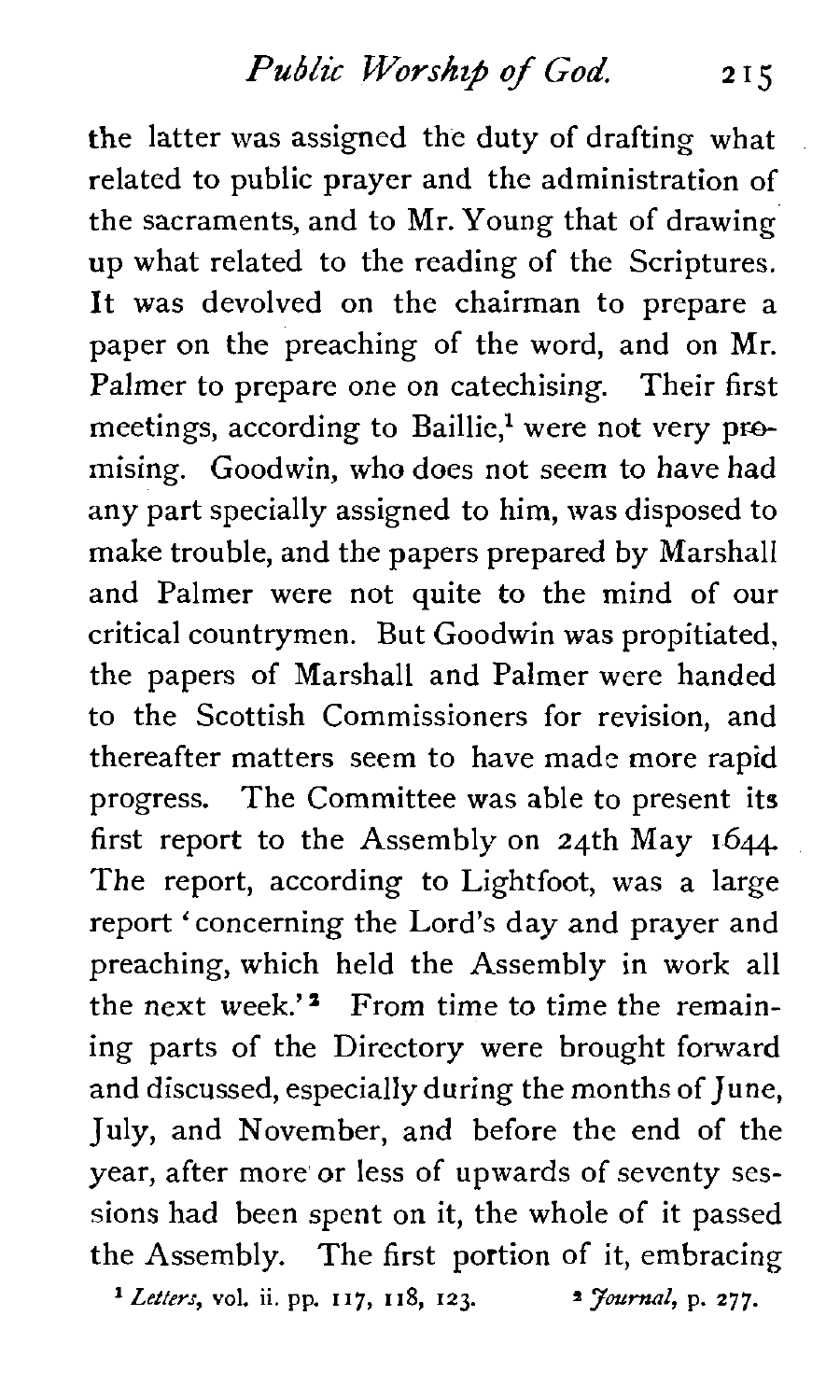the latter was assigned the duty of drafting what related to public prayer and the administration of the sacraments, and to Mr. Young that of drawing up what related to the reading of the Scriptures. It was devolved on the chairman to prepare a paper on the preaching of the word, and on Mr. Palmer to prepare one on catechising. Their first meetings, according to Baillie,[1] were not very promising. Goodwin, who does not seem to have had any part specially assigned to him, was disposed to make trouble, and the papers prepared by Marshall and Palmer were not quite to the mind of our critical countrymen. But Goodwin was propitiated, the papers of Marshall and Palmer were handed to the Scottish Commissioners for revision, and thereafter matters seem to have made more rapid progress. The Committee was able to present its first report to the Assembly on 24th May 1644. The report, according to Lightfoot, was a large report 'concerning the Lord's day and prayer and preaching, which held the Assembly in work all the next week.'[2] From time to time the remaining parts of the Directory were brought forward and discussed, especially during the months of June, July, and November, and before the end of the year, after more or less of upwards of seventy sessions had been spent on it, the whole of it passed the Assembly. The first portion of it, embracing

[1] *Letters*, vol. ii. pp. 117, 118, 123.

[2] *Journal*, p. 277.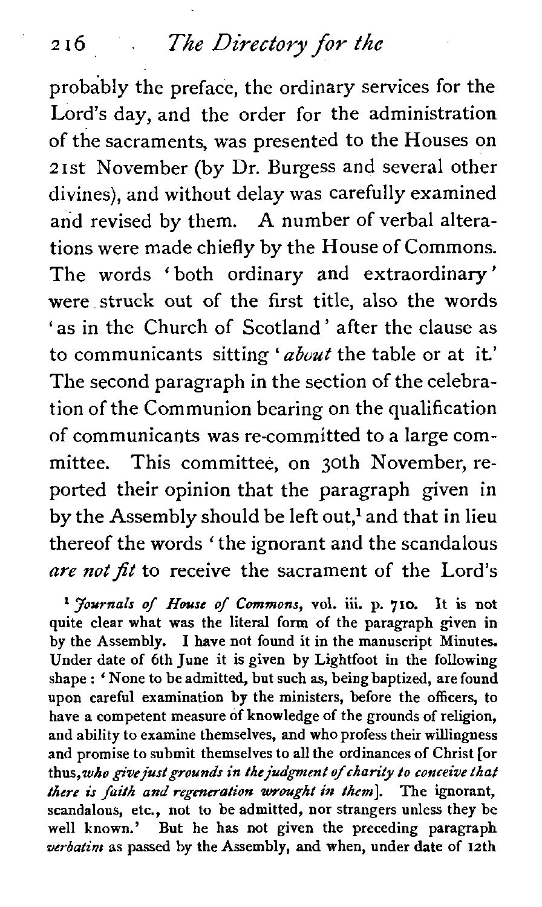probably the preface, the ordinary services for the Lord's day, and the order for the administration of the sacraments, was presented to the Houses on 21st November (by Dr. Burgess and several other divines), and without delay was carefully examined and revised by them. A number of verbal alterations were made chiefly by the House of Commons. The words 'both ordinary and extraordinary' were struck out of the first title, also the words 'as in the Church of Scotland' after the clause as to communicants sitting '*about* the table or at it.' The second paragraph in the section of the celebration of the Communion bearing on the qualification of communicants was re-committed to a large committee. This committee, on 30th November, reported their opinion that the paragraph given in by the Assembly should be left out,[1] and that in lieu thereof the words 'the ignorant and the scandalous *are not fit* to receive the sacrament of the Lord's

[1] *Journals of House of Commons*, vol. iii. p. 710. It is not quite clear what was the literal form of the paragraph given in by the Assembly. I have not found it in the manuscript Minutes. Under date of 6th June it is given by Lightfoot in the following shape: 'None to be admitted, but such as, being baptized, are found upon careful examination by the ministers, before the officers, to have a competent measure of knowledge of the grounds of religion, and ability to examine themselves, and who profess their willingness and promise to submit themselves to all the ordinances of Christ [or thus, *who give just grounds in the judgment of charity to conceive that there is faith and regeneration wrought in them*]. The ignorant, scandalous, etc., not to be admitted, nor strangers unless they be well known.' But he has not given the preceding paragraph *verbatim* as passed by the Assembly, and when, under date of 12th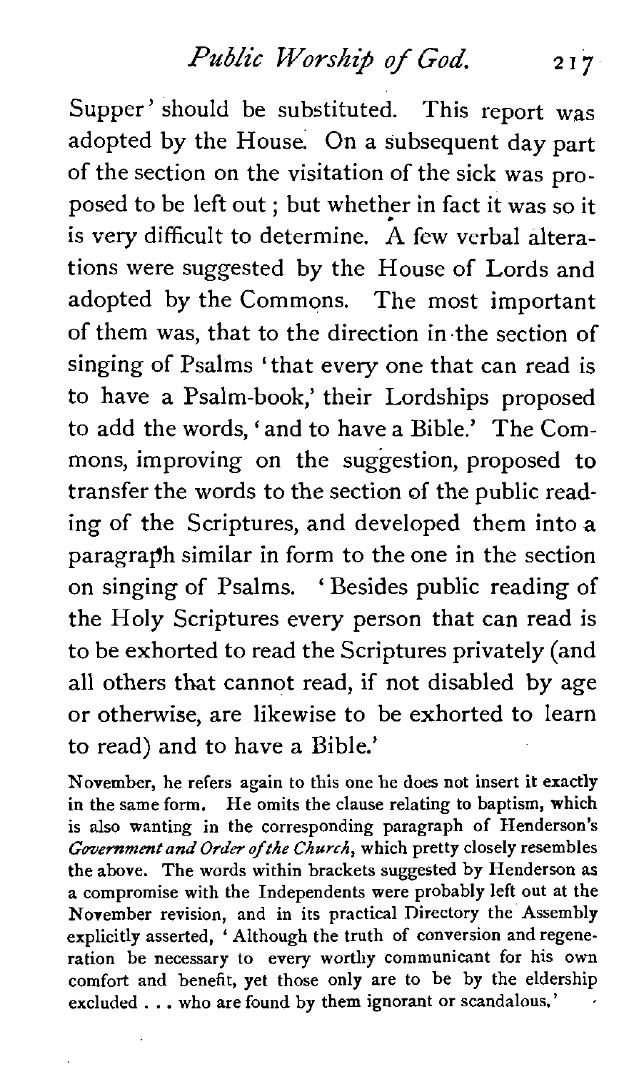Supper' should be substituted. This report was adopted by the House. On a subsequent day part of the section on the visitation of the sick was proposed to be left out; but whether in fact it was so it is very difficult to determine. A few verbal alterations were suggested by the House of Lords and adopted by the Commons. The most important of them was, that to the direction in the section of singing of Psalms 'that every one that can read is to have a Psalm-book,' their Lordships proposed to add the words, 'and to have a Bible.' The Commons, improving on the suggestion, proposed to transfer the words to the section of the public reading of the Scriptures, and developed them into a paragraph similar in form to the one in the section on singing of Psalms. 'Besides public reading of the Holy Scriptures every person that can read is to be exhorted to read the Scriptures privately (and all others that cannot read, if not disabled by age or otherwise, are likewise to be exhorted to learn to read) and to have a Bible.'

November, he refers again to this one he does not insert it exactly in the same form. He omits the clause relating to baptism, which is also wanting in the corresponding paragraph of Henderson's *Government and Order of the Church*, which pretty closely resembles the above. The words within brackets suggested by Henderson as a compromise with the Independents were probably left out at the November revision, and in its practical Directory the Assembly explicitly asserted, 'Although the truth of conversion and regeneration be necessary to every worthy communicant for his own comfort and benefit, yet those only are to be by the eldership excluded . . . who are found by them ignorant or scandalous.'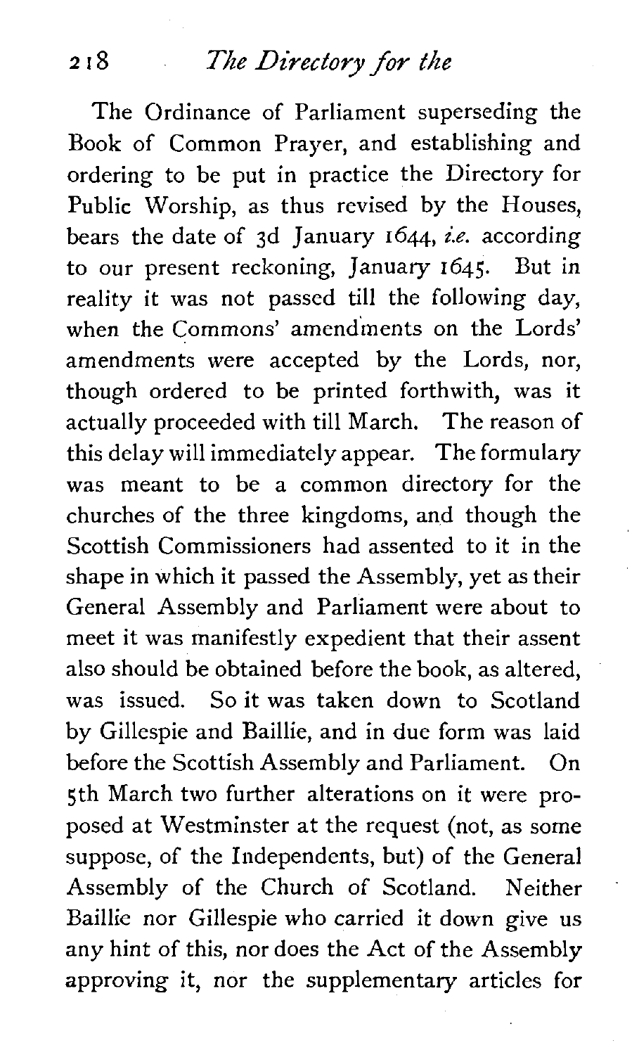The Ordinance of Parliament superseding the Book of Common Prayer, and establishing and ordering to be put in practice the Directory for Public Worship, as thus revised by the Houses, bears the date of 3d January 1644, *i.e.* according to our present reckoning, January 1645. But in reality it was not passed till the following day, when the Commons' amendments on the Lords' amendments were accepted by the Lords, nor, though ordered to be printed forthwith, was it actually proceeded with till March. The reason of this delay will immediately appear. The formulary was meant to be a common directory for the churches of the three kingdoms, and though the Scottish Commissioners had assented to it in the shape in which it passed the Assembly, yet as their General Assembly and Parliament were about to meet it was manifestly expedient that their assent also should be obtained before the book, as altered, was issued. So it was taken down to Scotland by Gillespie and Baillie, and in due form was laid before the Scottish Assembly and Parliament. On 5th March two further alterations on it were proposed at Westminster at the request (not, as some suppose, of the Independents, but) of the General Assembly of the Church of Scotland. Neither Baillie nor Gillespie who carried it down give us any hint of this, nor does the Act of the Assembly approving it, nor the supplementary articles for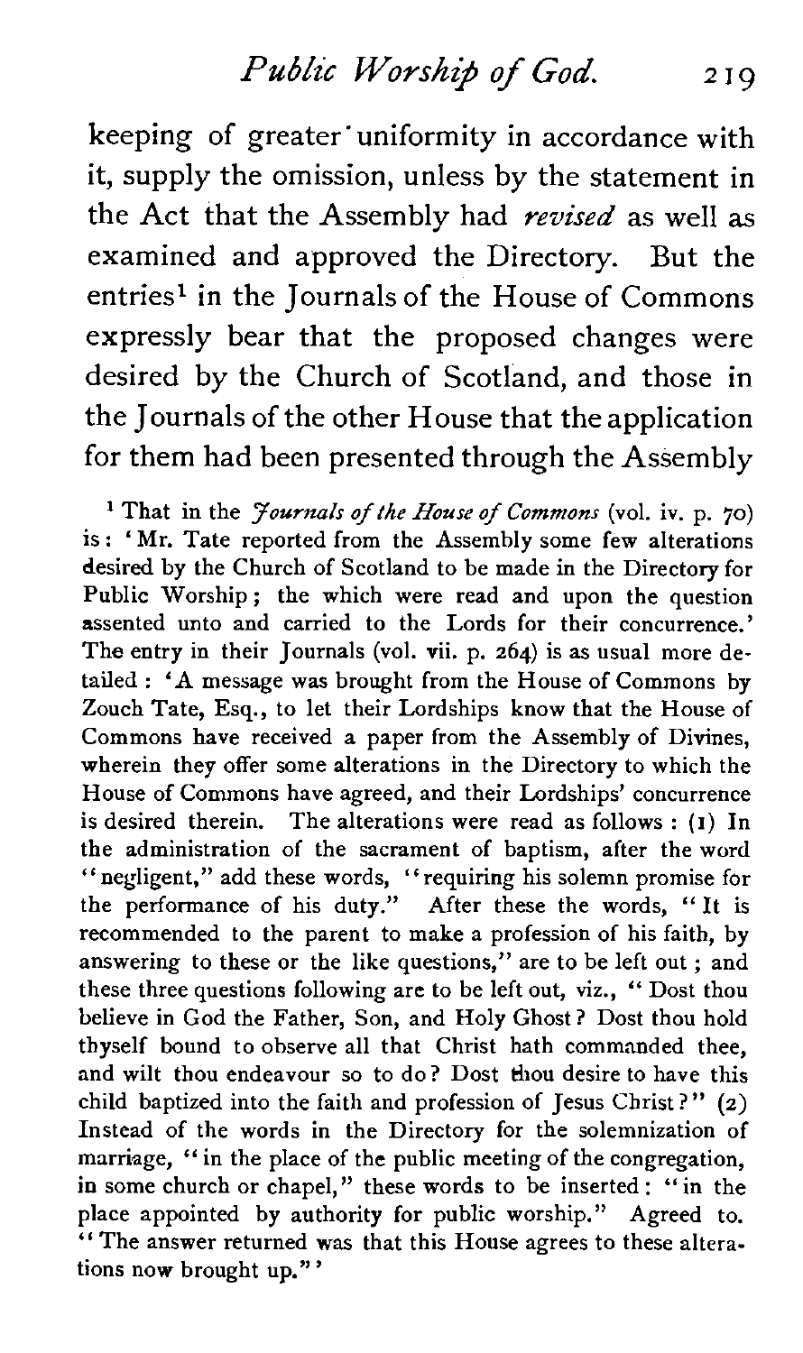keeping of greater uniformity in accordance with it, supply the omission, unless by the statement in the Act that the Assembly had *revised* as well as examined and approved the Directory. But the entries[1] in the Journals of the House of Commons expressly bear that the proposed changes were desired by the Church of Scotland, and those in the Journals of the other House that the application for them had been presented through the Assembly

[1] That in the *Journals of the House of Commons* (vol. iv. p. 70) is: 'Mr. Tate reported from the Assembly some few alterations desired by the Church of Scotland to be made in the Directory for Public Worship; the which were read and upon the question assented unto and carried to the Lords for their concurrence.' The entry in their Journals (vol. vii. p. 264) is as usual more detailed: 'A message was brought from the House of Commons by Zouch Tate, Esq., to let their Lordships know that the House of Commons have received a paper from the Assembly of Divines, wherein they offer some alterations in the Directory to which the House of Commons have agreed, and their Lordships' concurrence is desired therein. The alterations were read as follows: (1) In the administration of the sacrament of baptism, after the word "negligent," add these words, "requiring his solemn promise for the performance of his duty." After these the words, "It is recommended to the parent to make a profession of his faith, by answering to these or the like questions," are to be left out; and these three questions following are to be left out, viz., "Dost thou believe in God the Father, Son, and Holy Ghost? Dost thou hold thyself bound to observe all that Christ hath commanded thee, and wilt thou endeavour so to do? Dost thou desire to have this child baptized into the faith and profession of Jesus Christ?" (2) Instead of the words in the Directory for the solemnization of marriage, "in the place of the public meeting of the congregation, in some church or chapel," these words to be inserted: "in the place appointed by authority for public worship." Agreed to. "The answer returned was that this House agrees to these alterations now brought up."'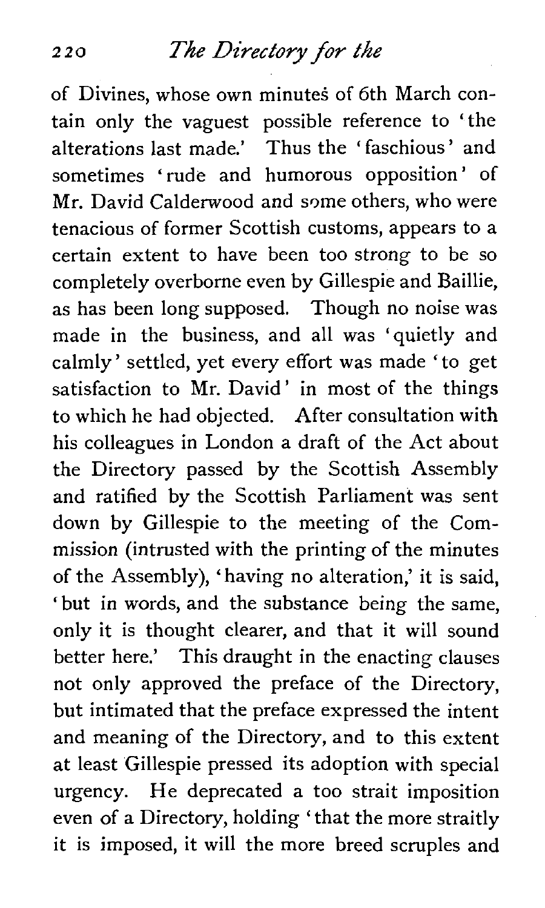of Divines, whose own minutes of 6th March contain only the vaguest possible reference to 'the alterations last made.' Thus the 'faschious' and sometimes 'rude and humorous opposition' of Mr. David Calderwood and some others, who were tenacious of former Scottish customs, appears to a certain extent to have been too strong to be so completely overborne even by Gillespie and Baillie, as has been long supposed. Though no noise was made in the business, and all was 'quietly and calmly' settled, yet every effort was made 'to get satisfaction to Mr. David' in most of the things to which he had objected. After consultation with his colleagues in London a draft of the Act about the Directory passed by the Scottish Assembly and ratified by the Scottish Parliament was sent down by Gillespie to the meeting of the Commission (intrusted with the printing of the minutes of the Assembly), 'having no alteration,' it is said, 'but in words, and the substance being the same, only it is thought clearer, and that it will sound better here.' This draught in the enacting clauses not only approved the preface of the Directory, but intimated that the preface expressed the intent and meaning of the Directory, and to this extent at least Gillespie pressed its adoption with special urgency. He deprecated a too strait imposition even of a Directory, holding 'that the more straitly it is imposed, it will the more breed scruples and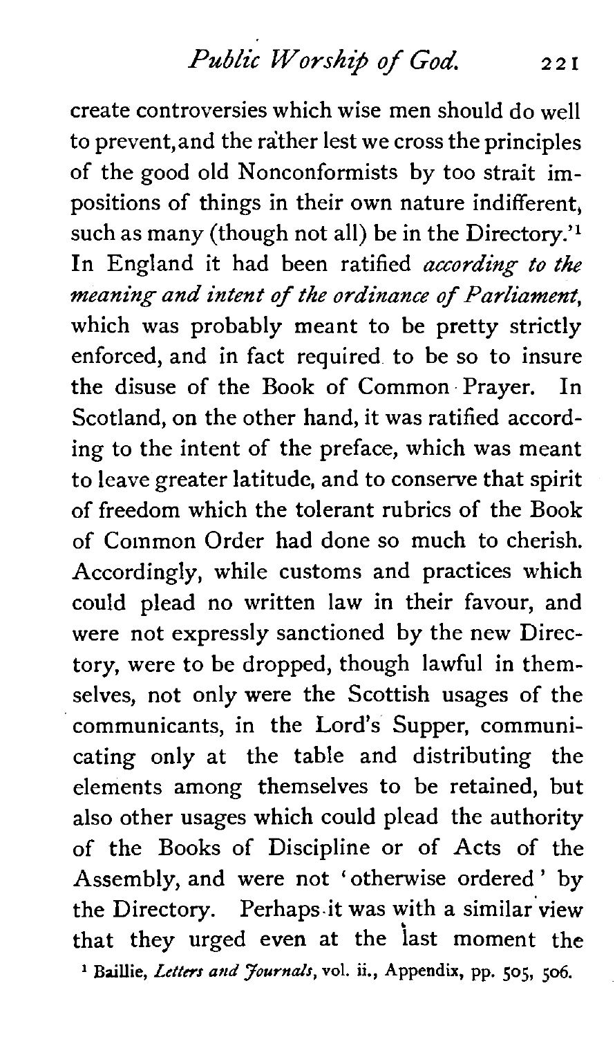create controversies which wise men should do well to prevent, and the rather lest we cross the principles of the good old Nonconformists by too strait impositions of things in their own nature indifferent, such as many (though not all) be in the Directory.'[1] In England it had been ratified *according to the meaning and intent of the ordinance of Parliament*, which was probably meant to be pretty strictly enforced, and in fact required to be so to insure the disuse of the Book of Common Prayer. In Scotland, on the other hand, it was ratified according to the intent of the preface, which was meant to leave greater latitude, and to conserve that spirit of freedom which the tolerant rubrics of the Book of Common Order had done so much to cherish. Accordingly, while customs and practices which could plead no written law in their favour, and were not expressly sanctioned by the new Directory, were to be dropped, though lawful in themselves, not only were the Scottish usages of the communicants, in the Lord's Supper, communicating only at the table and distributing the elements among themselves to be retained, but also other usages which could plead the authority of the Books of Discipline or of Acts of the Assembly, and were not 'otherwise ordered' by the Directory. Perhaps it was with a similar view that they urged even at the last moment the

[1] Baillie, *Letters and Journals*, vol. ii., Appendix, pp. 505, 506.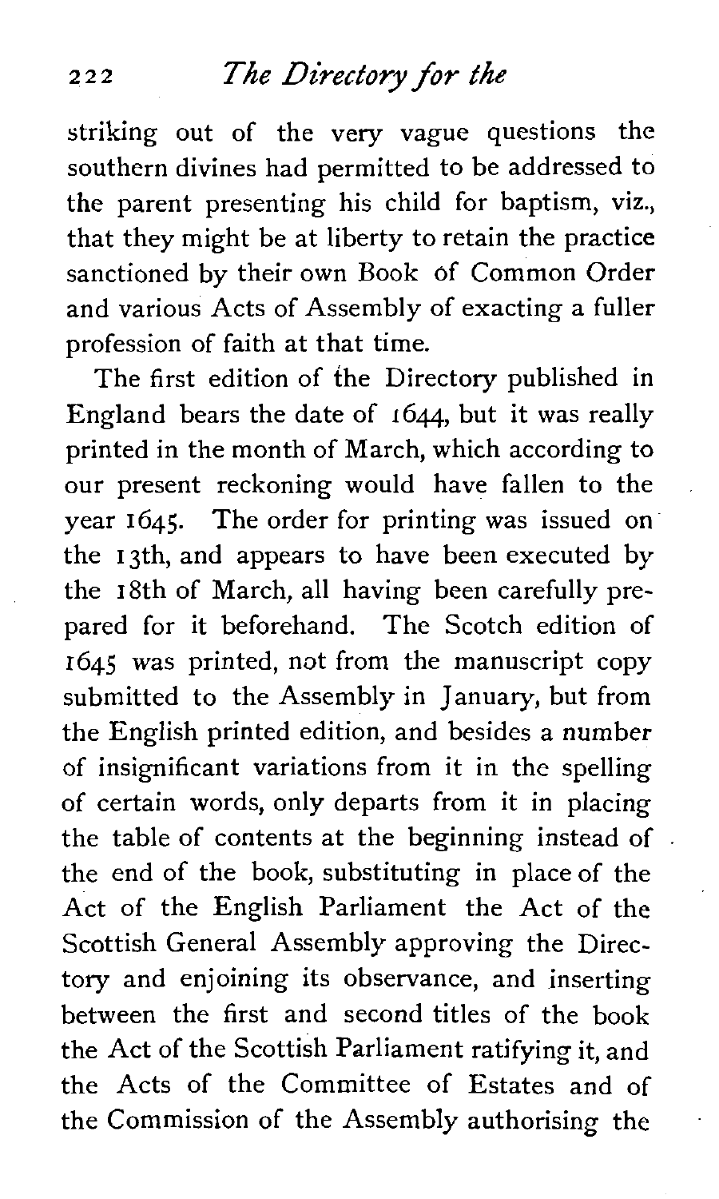striking out of the very vague questions the southern divines had permitted to be addressed to the parent presenting his child for baptism, viz., that they might be at liberty to retain the practice sanctioned by their own Book of Common Order and various Acts of Assembly of exacting a fuller profession of faith at that time.

The first edition of the Directory published in England bears the date of 1644, but it was really printed in the month of March, which according to our present reckoning would have fallen to the year 1645. The order for printing was issued on the 13th, and appears to have been executed by the 18th of March, all having been carefully prepared for it beforehand. The Scotch edition of 1645 was printed, not from the manuscript copy submitted to the Assembly in January, but from the English printed edition, and besides a number of insignificant variations from it in the spelling of certain words, only departs from it in placing the table of contents at the beginning instead of the end of the book, substituting in place of the Act of the English Parliament the Act of the Scottish General Assembly approving the Directory and enjoining its observance, and inserting between the first and second titles of the book the Act of the Scottish Parliament ratifying it, and the Acts of the Committee of Estates and of the Commission of the Assembly authorising the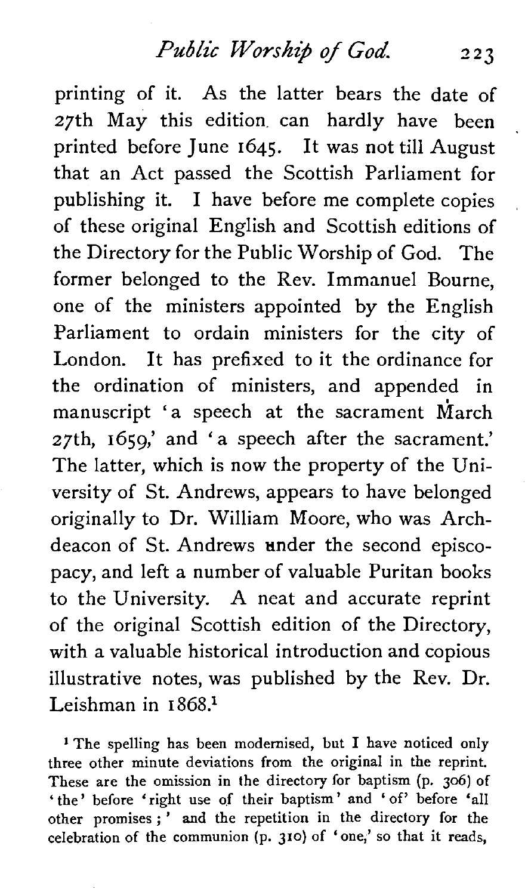printing of it. As the latter bears the date of 27th May this edition can hardly have been printed before June 1645. It was not till August that an Act passed the Scottish Parliament for publishing it. I have before me complete copies of these original English and Scottish editions of the Directory for the Public Worship of God. The former belonged to the Rev. Immanuel Bourne, one of the ministers appointed by the English Parliament to ordain ministers for the city of London. It has prefixed to it the ordinance for the ordination of ministers, and appended in manuscript 'a speech at the sacrament March 27th, 1659,' and 'a speech after the sacrament.' The latter, which is now the property of the University of St. Andrews, appears to have belonged originally to Dr. William Moore, who was Archdeacon of St. Andrews under the second episcopacy, and left a number of valuable Puritan books to the University. A neat and accurate reprint of the original Scottish edition of the Directory, with a valuable historical introduction and copious illustrative notes, was published by the Rev. Dr. Leishman in 1868.[1]

[1] The spelling has been modernised, but I have noticed only three other minute deviations from the original in the reprint. These are the omission in the directory for baptism (p. 306) of 'the' before 'right use of their baptism' and 'of' before 'all other promises;' and the repetition in the directory for the celebration of the communion (p. 310) of 'one,' so that it reads,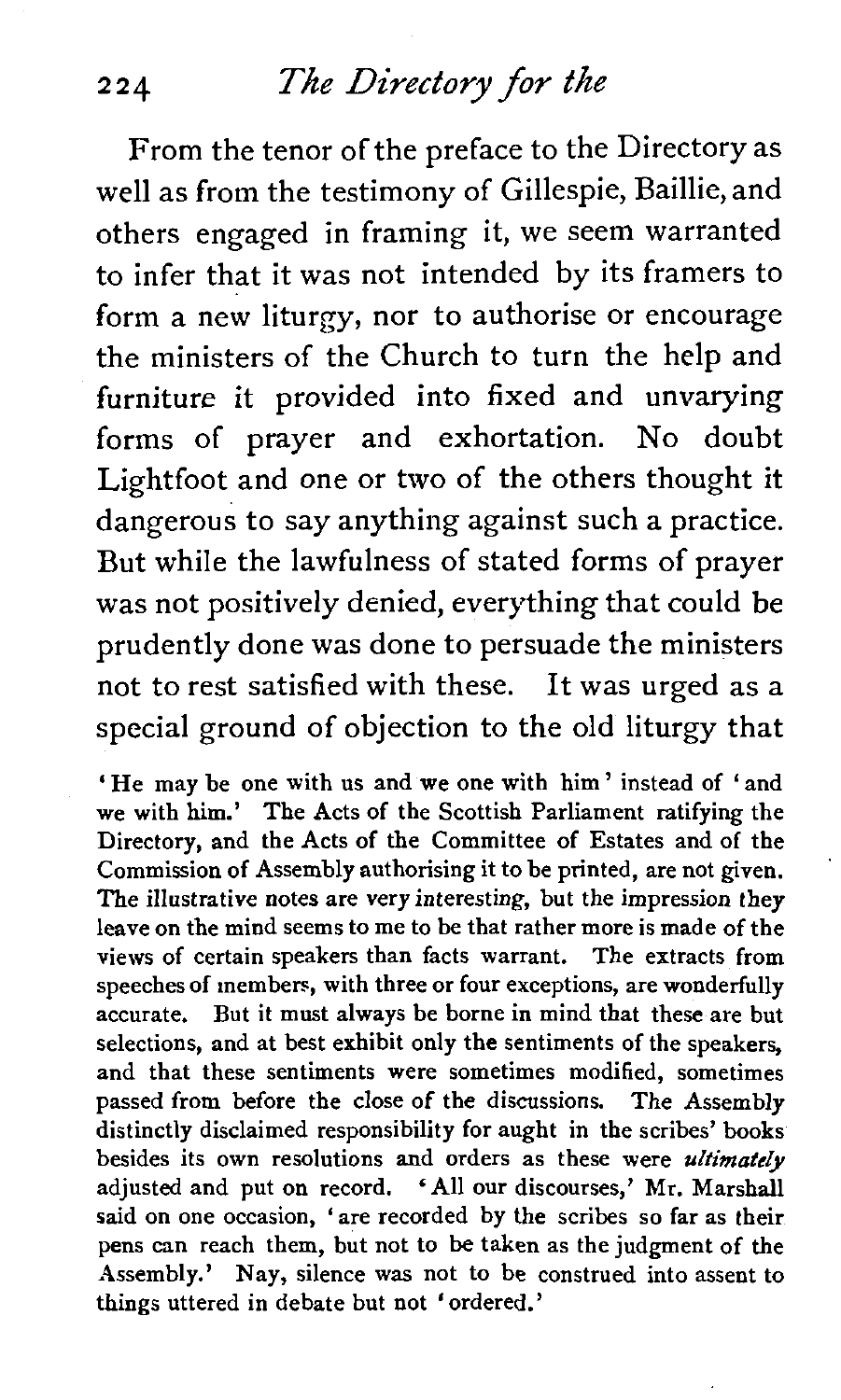From the tenor of the preface to the Directory as well as from the testimony of Gillespie, Baillie, and others engaged in framing it, we seem warranted to infer that it was not intended by its framers to form a new liturgy, nor to authorise or encourage the ministers of the Church to turn the help and furniture it provided into fixed and unvarying forms of prayer and exhortation. No doubt Lightfoot and one or two of the others thought it dangerous to say anything against such a practice. But while the lawfulness of stated forms of prayer was not positively denied, everything that could be prudently done was done to persuade the ministers not to rest satisfied with these. It was urged as a special ground of objection to the old liturgy that

'He may be one with us and we one with him' instead of 'and we with him.' The Acts of the Scottish Parliament ratifying the Directory, and the Acts of the Committee of Estates and of the Commission of Assembly authorising it to be printed, are not given. The illustrative notes are very interesting, but the impression they leave on the mind seems to me to be that rather more is made of the views of certain speakers than facts warrant. The extracts from speeches of members, with three or four exceptions, are wonderfully accurate. But it must always be borne in mind that these are but selections, and at best exhibit only the sentiments of the speakers, and that these sentiments were sometimes modified, sometimes passed from before the close of the discussions. The Assembly distinctly disclaimed responsibility for aught in the scribes' books besides its own resolutions and orders as these were *ultimately* adjusted and put on record. 'All our discourses,' Mr. Marshall said on one occasion, 'are recorded by the scribes so far as their pens can reach them, but not to be taken as the judgment of the Assembly.' Nay, silence was not to be construed into assent to things uttered in debate but not 'ordered.'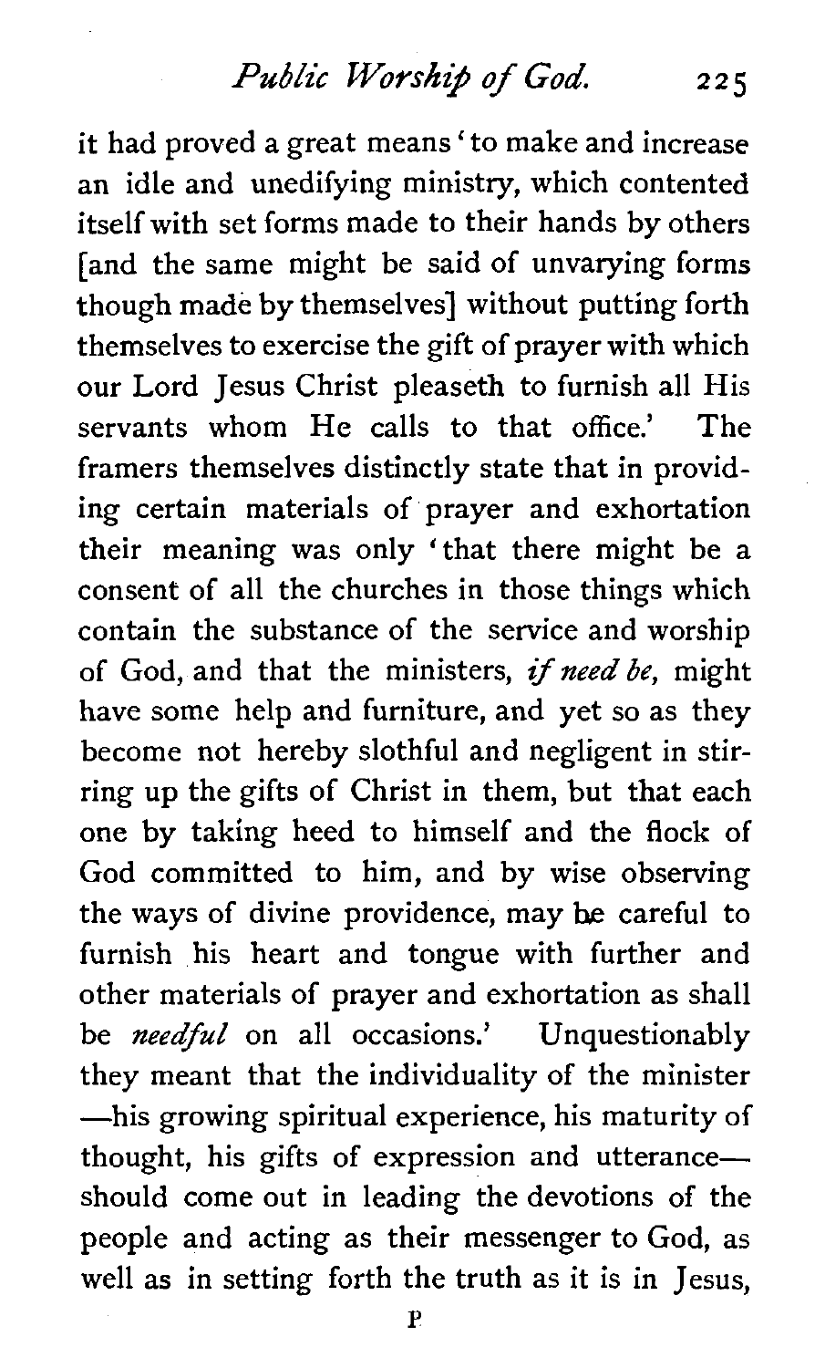it had proved a great means 'to make and increase an idle and unedifying ministry, which contented itself with set forms made to their hands by others [and the same might be said of unvarying forms though made by themselves] without putting forth themselves to exercise the gift of prayer with which our Lord Jesus Christ pleaseth to furnish all His servants whom He calls to that office.' The framers themselves distinctly state that in providing certain materials of prayer and exhortation their meaning was only 'that there might be a consent of all the churches in those things which contain the substance of the service and worship of God, and that the ministers, *if need be*, might have some help and furniture, and yet so as they become not hereby slothful and negligent in stirring up the gifts of Christ in them, but that each one by taking heed to himself and the flock of God committed to him, and by wise observing the ways of divine providence, may be careful to furnish his heart and tongue with further and other materials of prayer and exhortation as shall be *needful* on all occasions.' Unquestionably they meant that the individuality of the minister —his growing spiritual experience, his maturity of thought, his gifts of expression and utterance— should come out in leading the devotions of the people and acting as their messenger to God, as well as in setting forth the truth as it is in Jesus,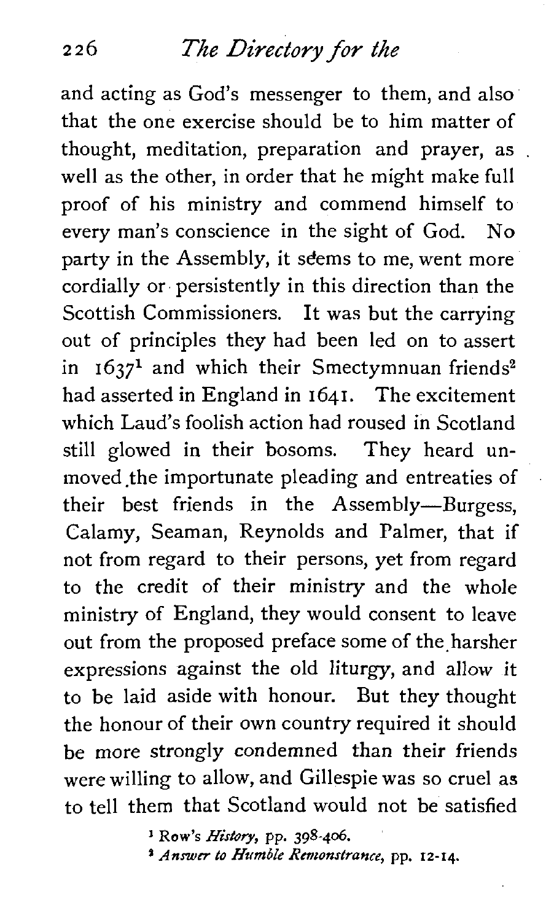and acting as God's messenger to them, and also that the one exercise should be to him matter of thought, meditation, preparation and prayer, as well as the other, in order that he might make full proof of his ministry and commend himself to every man's conscience in the sight of God. No party in the Assembly, it seems to me, went more cordially or persistently in this direction than the Scottish Commissioners. It was but the carrying out of principles they had been led on to assert in 1637[1] and which their Smectymnuan friends[2] had asserted in England in 1641. The excitement which Laud's foolish action had roused in Scotland still glowed in their bosoms. They heard unmoved the importunate pleading and entreaties of their best friends in the Assembly—Burgess, Calamy, Seaman, Reynolds and Palmer, that if not from regard to their persons, yet from regard to the credit of their ministry and the whole ministry of England, they would consent to leave out from the proposed preface some of the harsher expressions against the old liturgy, and allow it to be laid aside with honour. But they thought the honour of their own country required it should be more strongly condemned than their friends were willing to allow, and Gillespie was so cruel as to tell them that Scotland would not be satisfied

[1] Row's *History*, pp. 398-406.

[2] *Answer to Humble Remonstrance*, pp. 12-14.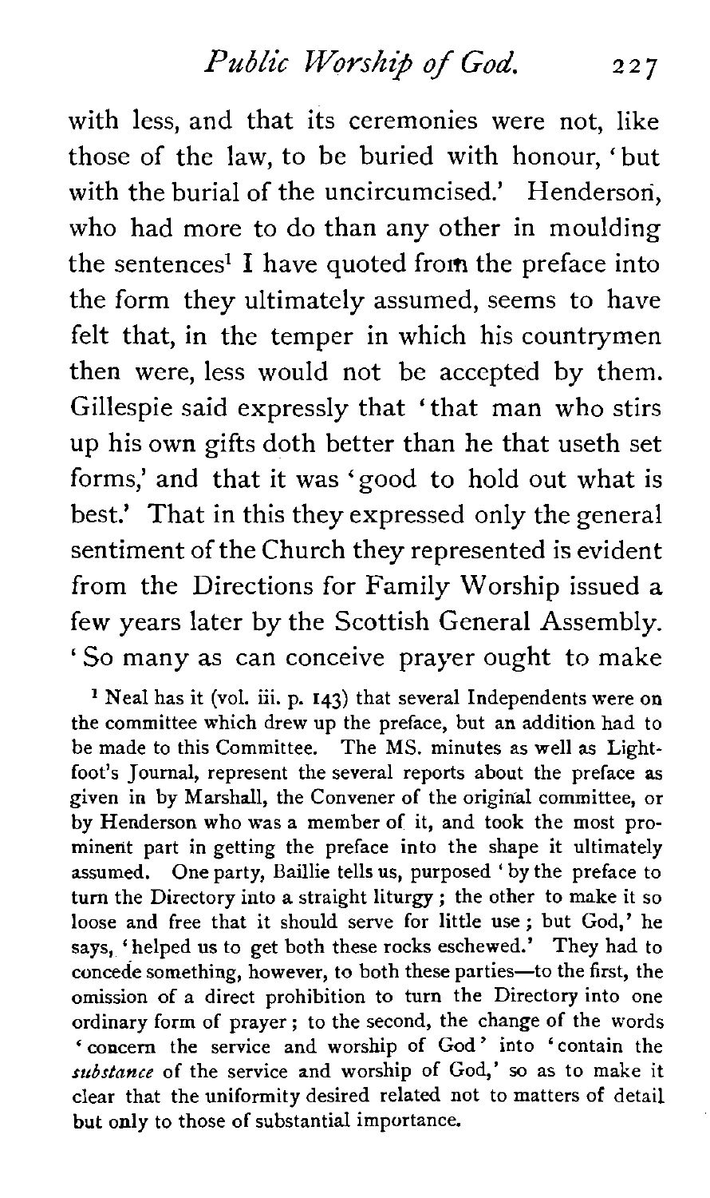with less, and that its ceremonies were not, like those of the law, to be buried with honour, 'but with the burial of the uncircumcised.' Henderson, who had more to do than any other in moulding the sentences[1] I have quoted from the preface into the form they ultimately assumed, seems to have felt that, in the temper in which his countrymen then were, less would not be accepted by them. Gillespie said expressly that 'that man who stirs up his own gifts doth better than he that useth set forms,' and that it was 'good to hold out what is best.' That in this they expressed only the general sentiment of the Church they represented is evident from the Directions for Family Worship issued a few years later by the Scottish General Assembly. 'So many as can conceive prayer ought to make

[1] Neal has it (vol. iii. p. 143) that several Independents were on the committee which drew up the preface, but an addition had to be made to this Committee. The MS. minutes as well as Lightfoot's Journal, represent the several reports about the preface as given in by Marshall, the Convener of the original committee, or by Henderson who was a member of it, and took the most prominent part in getting the preface into the shape it ultimately assumed. One party, Baillie tells us, purposed 'by the preface to turn the Directory into a straight liturgy; the other to make it so loose and free that it should serve for little use; but God,' he says, 'helped us to get both these rocks eschewed.' They had to concede something, however, to both these parties—to the first, the omission of a direct prohibition to turn the Directory into one ordinary form of prayer; to the second, the change of the words 'concern the service and worship of God' into 'contain the *substance* of the service and worship of God,' so as to make it clear that the uniformity desired related not to matters of detail but only to those of substantial importance.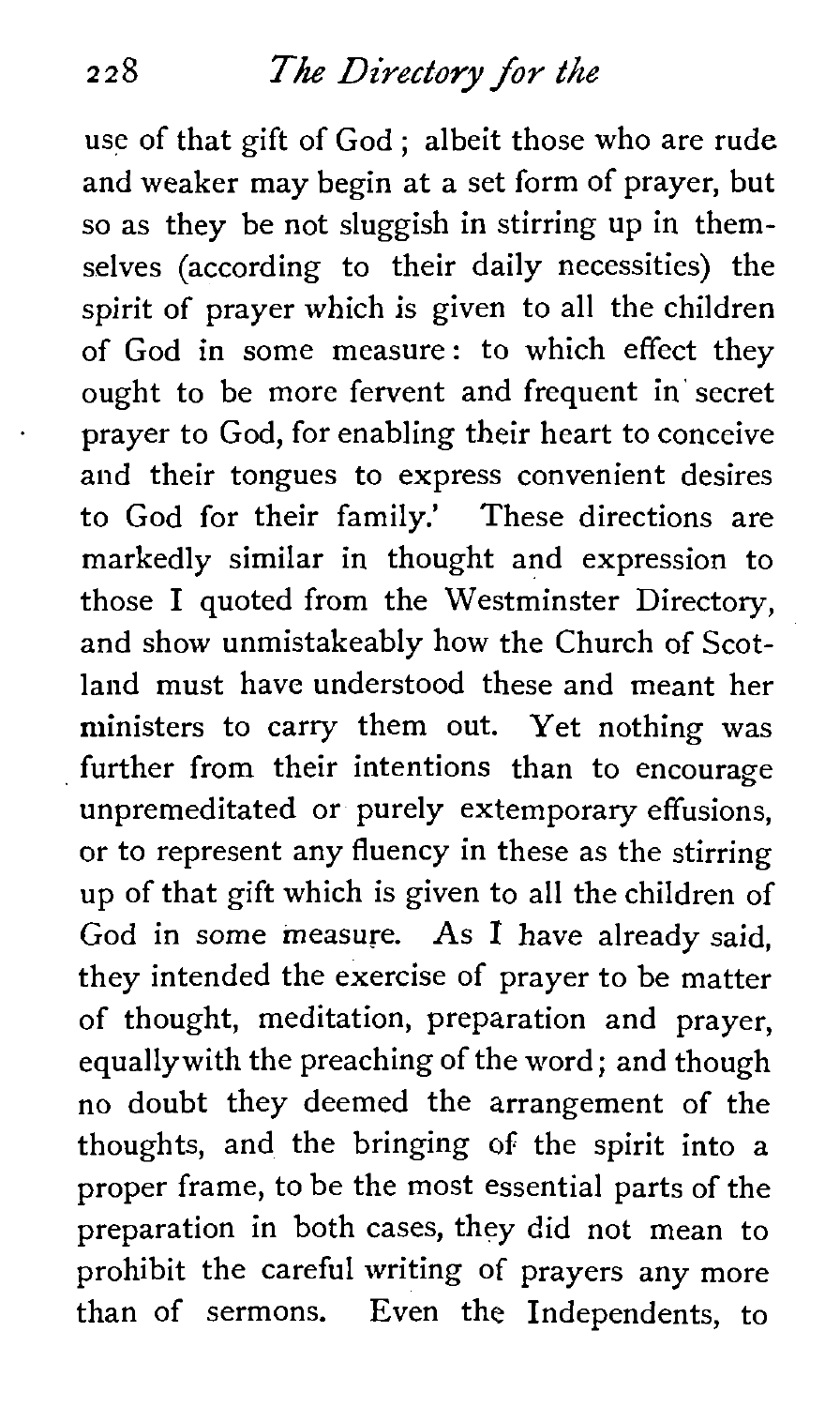use of that gift of God; albeit those who are rude and weaker may begin at a set form of prayer, but so as they be not sluggish in stirring up in themselves (according to their daily necessities) the spirit of prayer which is given to all the children of God in some measure: to which effect they ought to be more fervent and frequent in secret prayer to God, for enabling their heart to conceive and their tongues to express convenient desires to God for their family.' These directions are markedly similar in thought and expression to those I quoted from the Westminster Directory, and show unmistakeably how the Church of Scotland must have understood these and meant her ministers to carry them out. Yet nothing was further from their intentions than to encourage unpremeditated or purely extemporary effusions, or to represent any fluency in these as the stirring up of that gift which is given to all the children of God in some measure. As I have already said, they intended the exercise of prayer to be matter of thought, meditation, preparation and prayer, equally with the preaching of the word; and though no doubt they deemed the arrangement of the thoughts, and the bringing of the spirit into a proper frame, to be the most essential parts of the preparation in both cases, they did not mean to prohibit the careful writing of prayers any more than of sermons. Even the Independents, to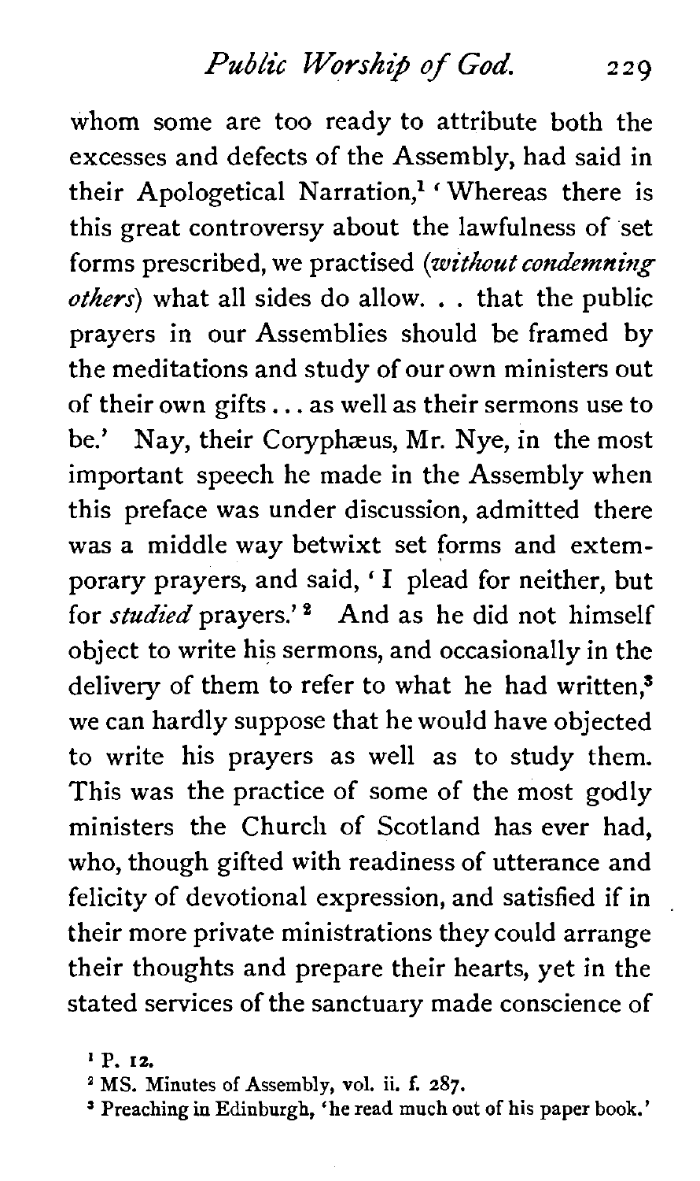whom some are too ready to attribute both the excesses and defects of the Assembly, had said in their Apologetical Narration,[1] 'Whereas there is this great controversy about the lawfulness of set forms prescribed, we practised (*without condemning others*) what all sides do allow. . . that the public prayers in our Assemblies should be framed by the meditations and study of our own ministers out of their own gifts . . . as well as their sermons use to be.' Nay, their Coryphæus, Mr. Nye, in the most important speech he made in the Assembly when this preface was under discussion, admitted there was a middle way betwixt set forms and extemporary prayers, and said, 'I plead for neither, but for *studied* prayers.'[2] And as he did not himself object to write his sermons, and occasionally in the delivery of them to refer to what he had written,[3] we can hardly suppose that he would have objected to write his prayers as well as to study them. This was the practice of some of the most godly ministers the Church of Scotland has ever had, who, though gifted with readiness of utterance and felicity of devotional expression, and satisfied if in their more private ministrations they could arrange their thoughts and prepare their hearts, yet in the stated services of the sanctuary made conscience of

[1] P. 12.

[2] MS. Minutes of Assembly, vol. ii. f. 287.

[3] Preaching in Edinburgh, 'he read much out of his paper book.'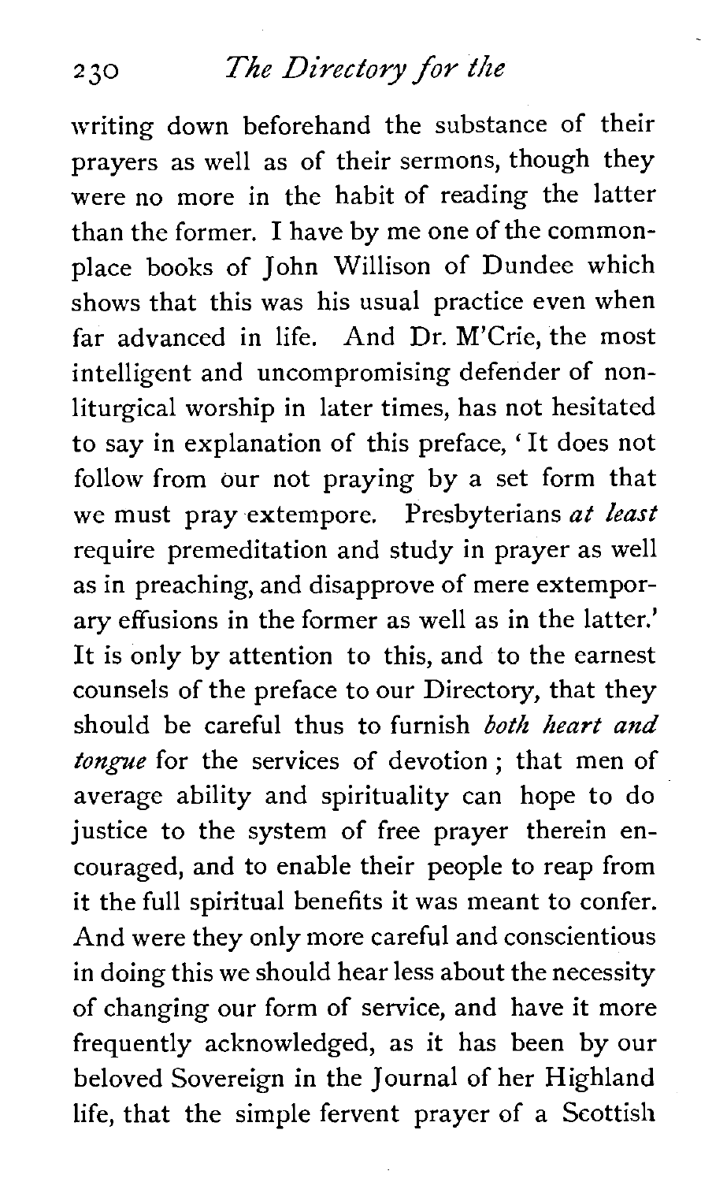writing down beforehand the substance of their prayers as well as of their sermons, though they were no more in the habit of reading the latter than the former. I have by me one of the commonplace books of John Willison of Dundee which shows that this was his usual practice even when far advanced in life. And Dr. M'Crie, the most intelligent and uncompromising defender of non-liturgical worship in later times, has not hesitated to say in explanation of this preface, 'It does not follow from our not praying by a set form that we must pray extempore. Presbyterians *at least* require premeditation and study in prayer as well as in preaching, and disapprove of mere extemporary effusions in the former as well as in the latter.' It is only by attention to this, and to the earnest counsels of the preface to our Directory, that they should be careful thus to furnish *both heart and tongue* for the services of devotion; that men of average ability and spirituality can hope to do justice to the system of free prayer therein encouraged, and to enable their people to reap from it the full spiritual benefits it was meant to confer. And were they only more careful and conscientious in doing this we should hear less about the necessity of changing our form of service, and have it more frequently acknowledged, as it has been by our beloved Sovereign in the Journal of her Highland life, that the simple fervent prayer of a Scottish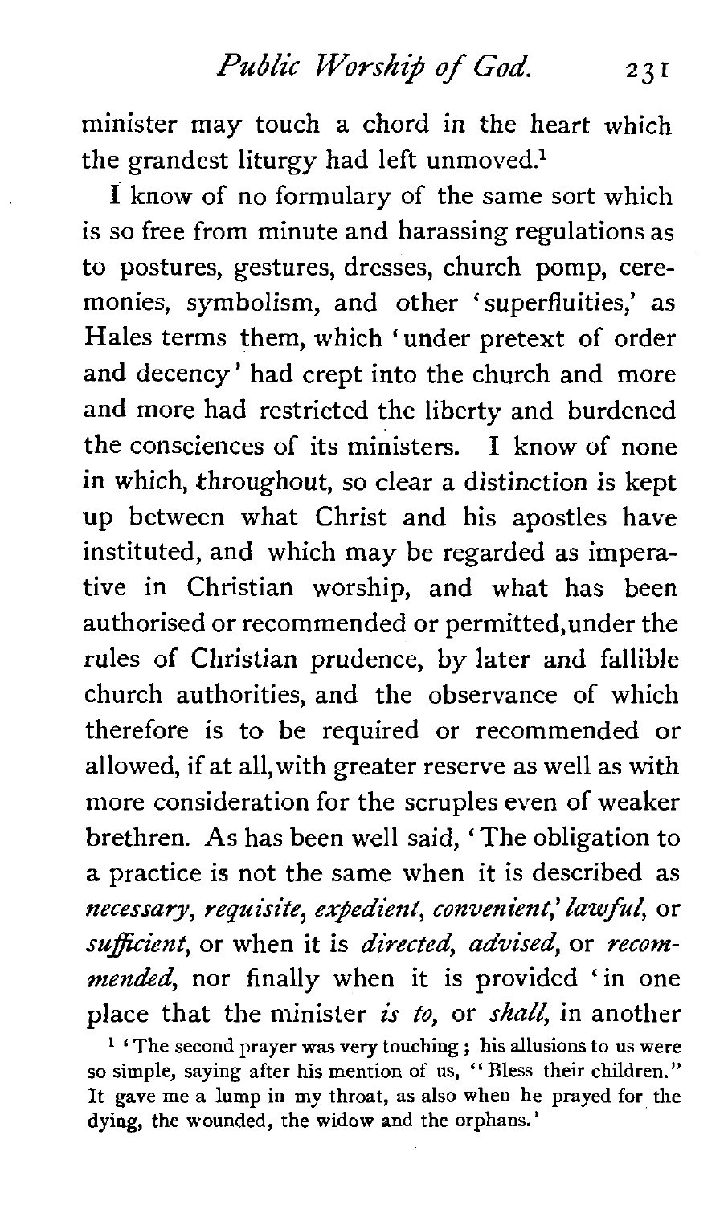minister may touch a chord in the heart which the grandest liturgy had left unmoved.[1]

I know of no formulary of the same sort which is so free from minute and harassing regulations as to postures, gestures, dresses, church pomp, ceremonies, symbolism, and other 'superfluities,' as Hales terms them, which 'under pretext of order and decency' had crept into the church and more and more had restricted the liberty and burdened the consciences of its ministers. I know of none in which, throughout, so clear a distinction is kept up between what Christ and his apostles have instituted, and which may be regarded as imperative in Christian worship, and what has been authorised or recommended or permitted, under the rules of Christian prudence, by later and fallible church authorities, and the observance of which therefore is to be required or recommended or allowed, if at all, with greater reserve as well as with more consideration for the scruples even of weaker brethren. As has been well said, 'The obligation to a practice is not the same when it is described as *necessary*, *requisite*, *expedient*, *convenient*,' *lawful*, or *sufficient*, or when it is *directed*, *advised*, or *recommended*, nor finally when it is provided 'in one place that the minister *is to*, or *shall*, in another

[1] 'The second prayer was very touching; his allusions to us were so simple, saying after his mention of us, "Bless their children." It gave me a lump in my throat, as also when he prayed for the dying, the wounded, the widow and the orphans.'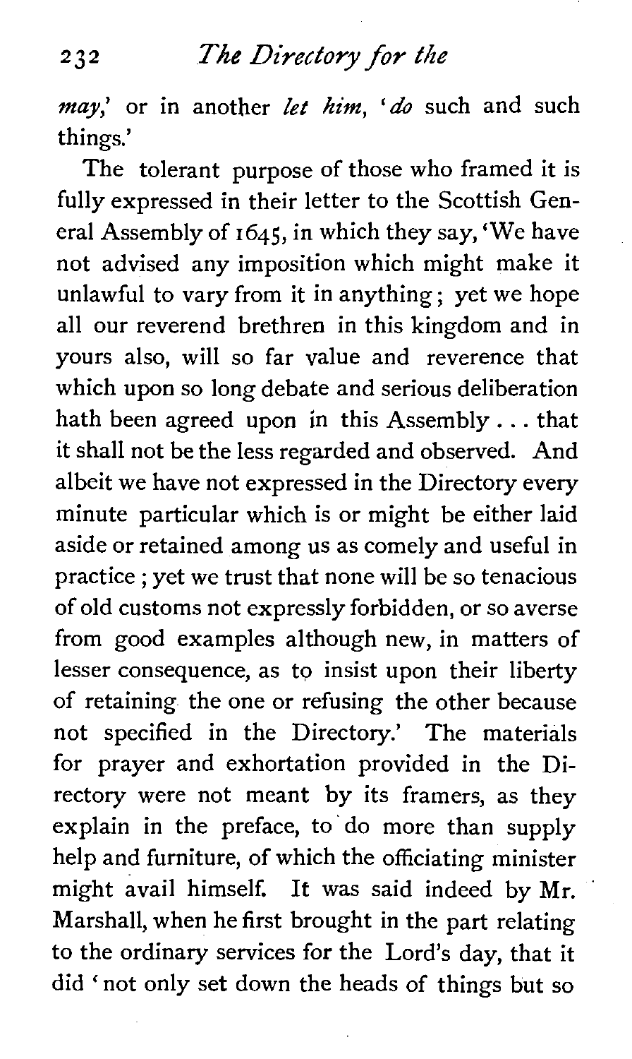*may*,' or in another *let him*, '*do* such and such things.'

The tolerant purpose of those who framed it is fully expressed in their letter to the Scottish General Assembly of 1645, in which they say, 'We have not advised any imposition which might make it unlawful to vary from it in anything; yet we hope all our reverend brethren in this kingdom and in yours also, will so far value and reverence that which upon so long debate and serious deliberation hath been agreed upon in this Assembly . . . that it shall not be the less regarded and observed. And albeit we have not expressed in the Directory every minute particular which is or might be either laid aside or retained among us as comely and useful in practice; yet we trust that none will be so tenacious of old customs not expressly forbidden, or so averse from good examples although new, in matters of lesser consequence, as to insist upon their liberty of retaining the one or refusing the other because not specified in the Directory.' The materials for prayer and exhortation provided in the Directory were not meant by its framers, as they explain in the preface, to do more than supply help and furniture, of which the officiating minister might avail himself. It was said indeed by Mr. Marshall, when he first brought in the part relating to the ordinary services for the Lord's day, that it did 'not only set down the heads of things but so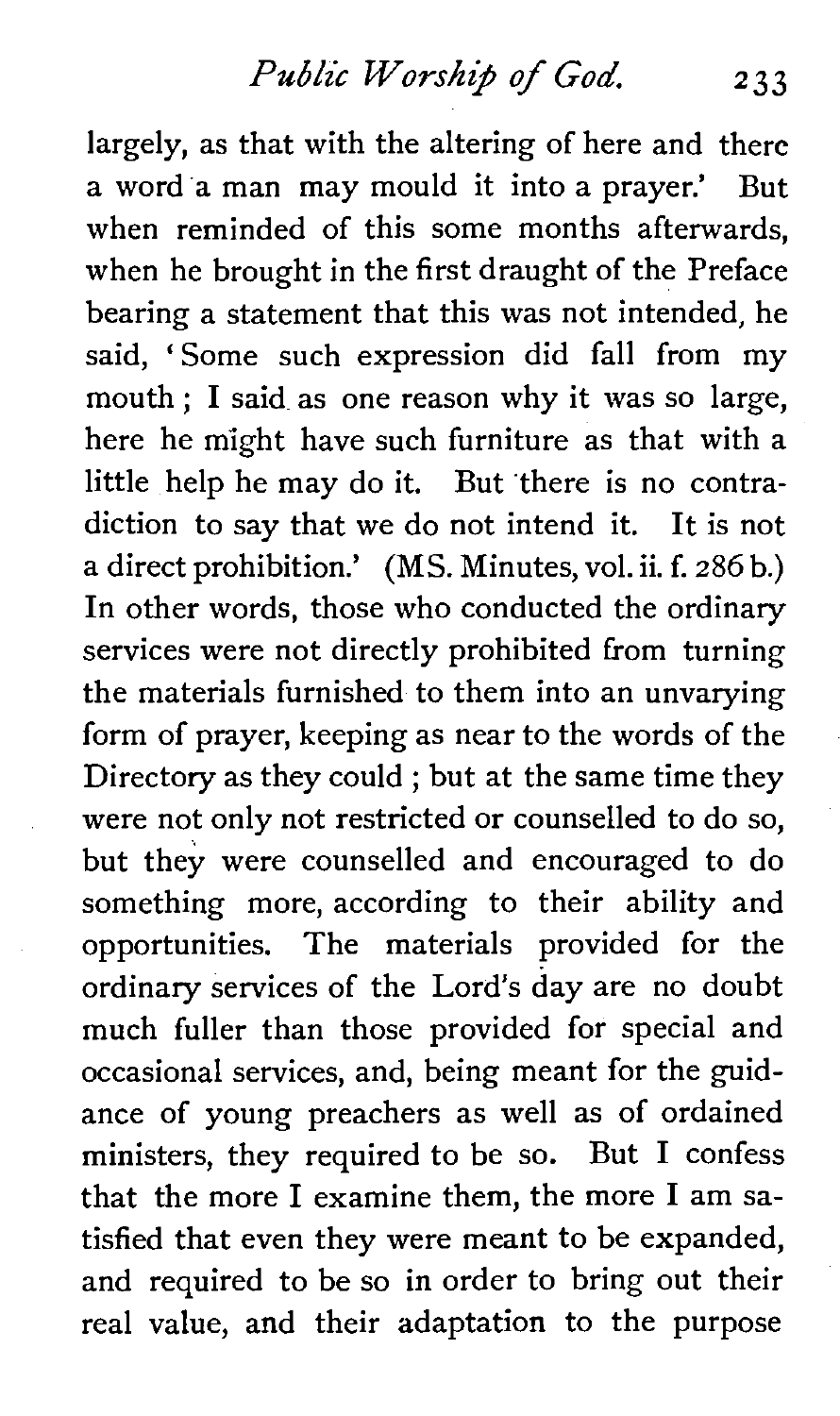largely, as that with the altering of here and there a word a man may mould it into a prayer.' But when reminded of this some months afterwards, when he brought in the first draught of the Preface bearing a statement that this was not intended, he said, 'Some such expression did fall from my mouth ; I said as one reason why it was so large, here he might have such furniture as that with a little help he may do it. But there is no contradiction to say that we do not intend it. It is not a direct prohibition.' (MS. Minutes, vol. ii. f. 286 b.) In other words, those who conducted the ordinary services were not directly prohibited from turning the materials furnished to them into an unvarying form of prayer, keeping as near to the words of the Directory as they could ; but at the same time they were not only not restricted or counselled to do so, but they were counselled and encouraged to do something more, according to their ability and opportunities. The materials provided for the ordinary services of the Lord's day are no doubt much fuller than those provided for special and occasional services, and, being meant for the guidance of young preachers as well as of ordained ministers, they required to be so. But I confess that the more I examine them, the more I am satisfied that even they were meant to be expanded, and required to be so in order to bring out their real value, and their adaptation to the purpose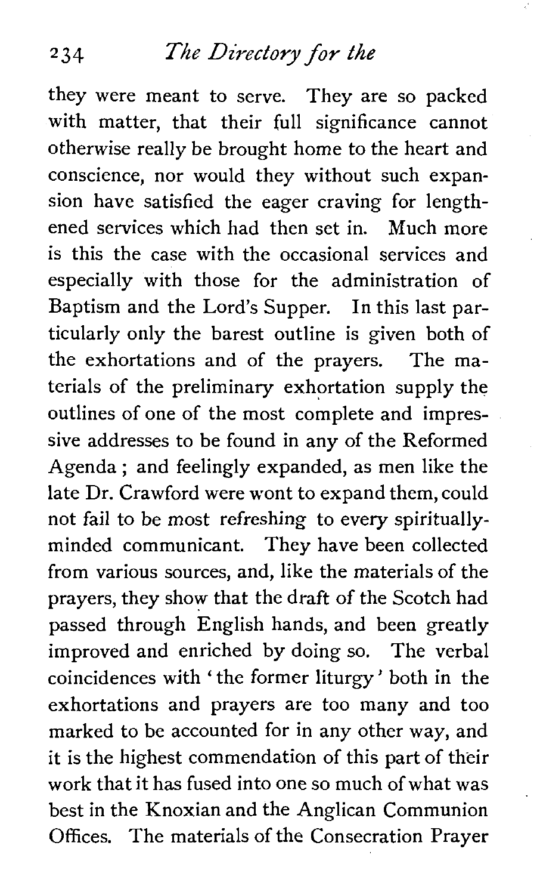they were meant to serve. They are so packed with matter, that their full significance cannot otherwise really be brought home to the heart and conscience, nor would they without such expansion have satisfied the eager craving for lengthened services which had then set in. Much more is this the case with the occasional services and especially with those for the administration of Baptism and the Lord's Supper. In this last particularly only the barest outline is given both of the exhortations and of the prayers. The materials of the preliminary exhortation supply the outlines of one of the most complete and impressive addresses to be found in any of the Reformed Agenda; and feelingly expanded, as men like the late Dr. Crawford were wont to expand them, could not fail to be most refreshing to every spiritually-minded communicant. They have been collected from various sources, and, like the materials of the prayers, they show that the draft of the Scotch had passed through English hands, and been greatly improved and enriched by doing so. The verbal coincidences with 'the former liturgy' both in the exhortations and prayers are too many and too marked to be accounted for in any other way, and it is the highest commendation of this part of their work that it has fused into one so much of what was best in the Knoxian and the Anglican Communion Offices. The materials of the Consecration Prayer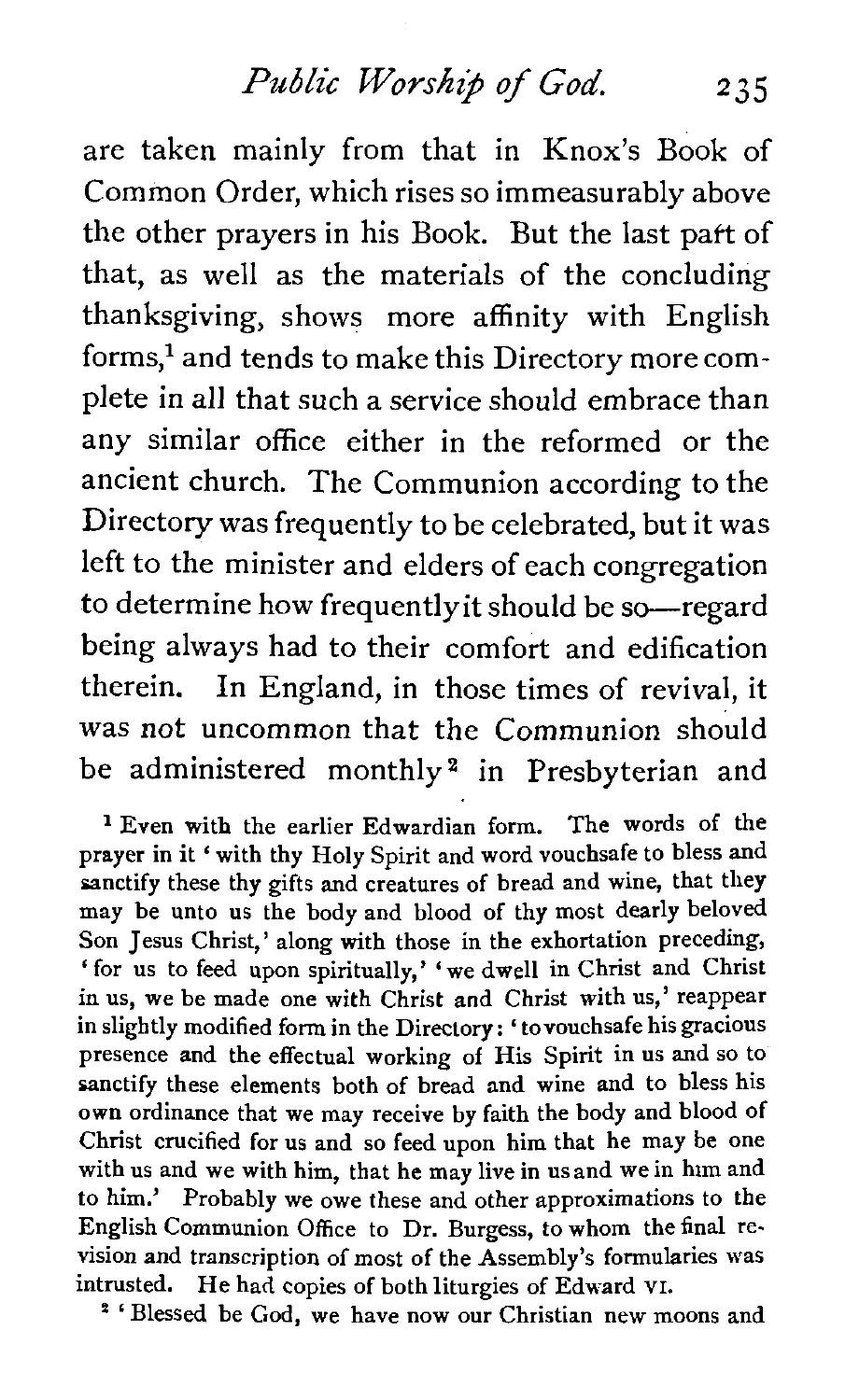are taken mainly from that in Knox's Book of Common Order, which rises so immeasurably above the other prayers in his Book. But the last part of that, as well as the materials of the concluding thanksgiving, shows more affinity with English forms,[1] and tends to make this Directory more complete in all that such a service should embrace than any similar office either in the reformed or the ancient church. The Communion according to the Directory was frequently to be celebrated, but it was left to the minister and elders of each congregation to determine how frequently it should be so—regard being always had to their comfort and edification therein. In England, in those times of revival, it was not uncommon that the Communion should be administered monthly[2] in Presbyterian and

[1] Even with the earlier Edwardian form. The words of the prayer in it 'with thy Holy Spirit and word vouchsafe to bless and sanctify these thy gifts and creatures of bread and wine, that they may be unto us the body and blood of thy most dearly beloved Son Jesus Christ,' along with those in the exhortation preceding, 'for us to feed upon spiritually,' 'we dwell in Christ and Christ in us, we be made one with Christ and Christ with us,' reappear in slightly modified form in the Directory: 'to vouchsafe his gracious presence and the effectual working of His Spirit in us and so to sanctify these elements both of bread and wine and to bless his own ordinance that we may receive by faith the body and blood of Christ crucified for us and so feed upon him that he may be one with us and we with him, that he may live in us and we in him and to him.' Probably we owe these and other approximations to the English Communion Office to Dr. Burgess, to whom the final revision and transcription of most of the Assembly's formularies was intrusted. He had copies of both liturgies of Edward VI.

[2] 'Blessed be God, we have now our Christian new moons and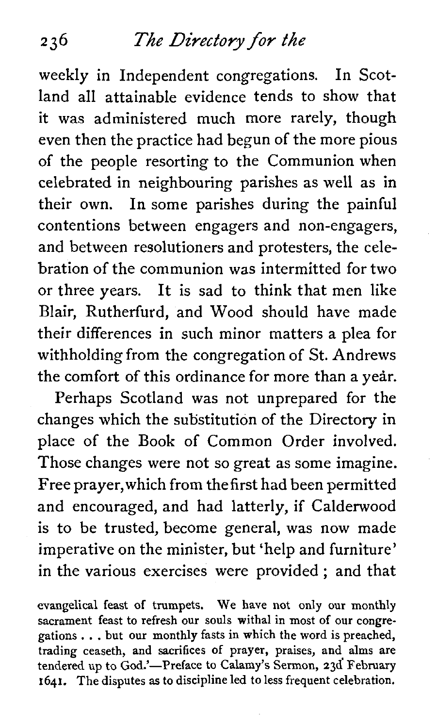weekly in Independent congregations. In Scotland all attainable evidence tends to show that it was administered much more rarely, though even then the practice had begun of the more pious of the people resorting to the Communion when celebrated in neighbouring parishes as well as in their own. In some parishes during the painful contentions between engagers and non-engagers, and between resolutioners and protesters, the celebration of the communion was intermitted for two or three years. It is sad to think that men like Blair, Rutherfurd, and Wood should have made their differences in such minor matters a plea for withholding from the congregation of St. Andrews the comfort of this ordinance for more than a year.

Perhaps Scotland was not unprepared for the changes which the substitution of the Directory in place of the Book of Common Order involved. Those changes were not so great as some imagine. Free prayer, which from the first had been permitted and encouraged, and had latterly, if Calderwood is to be trusted, become general, was now made imperative on the minister, but 'help and furniture' in the various exercises were provided; and that

evangelical feast of trumpets. We have not only our monthly sacrament feast to refresh our souls withal in most of our congregations . . . but our monthly fasts in which the word is preached, trading ceaseth, and sacrifices of prayer, praises, and alms are tendered up to God.'—Preface to Calamy's Sermon, 23d February 1641. The disputes as to discipline led to less frequent celebration.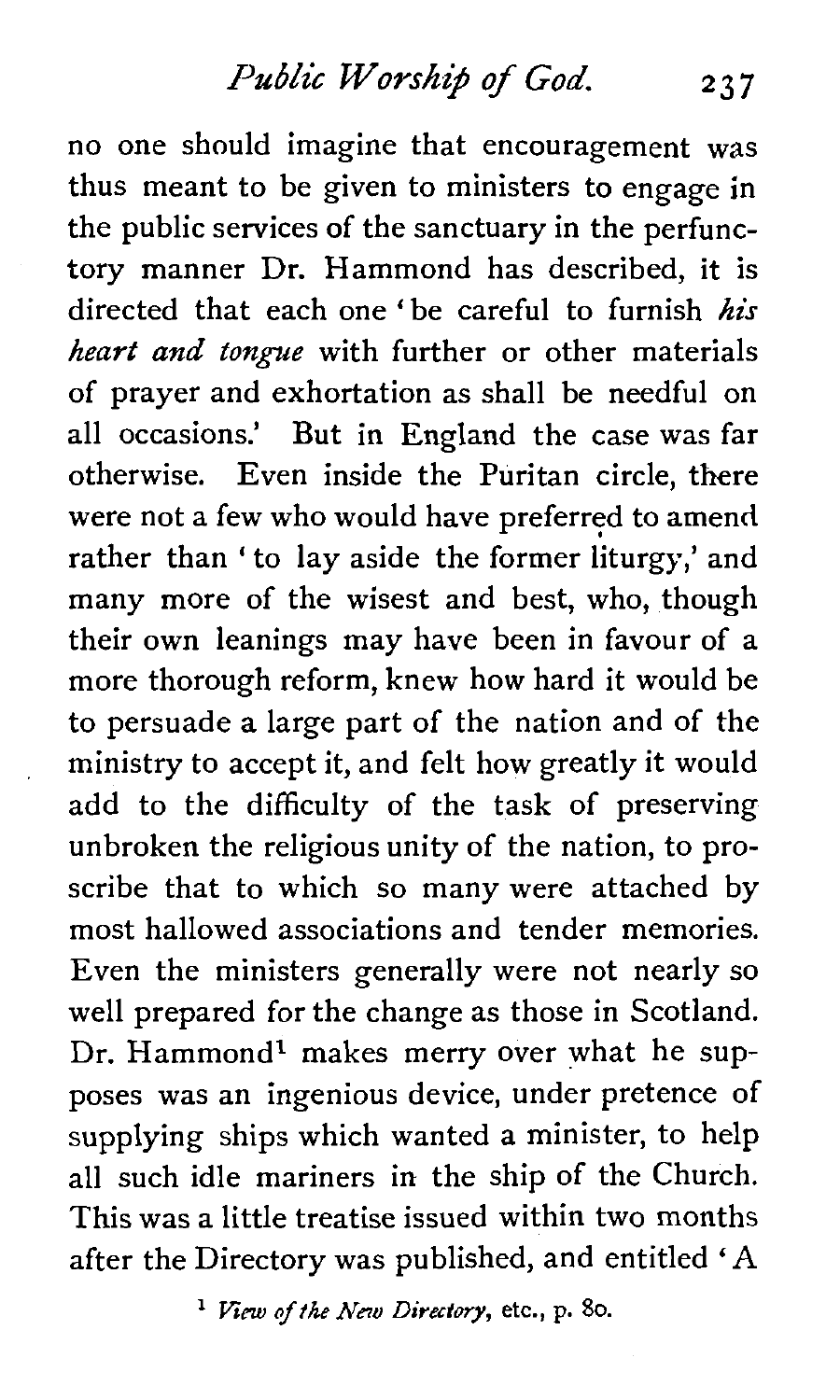no one should imagine that encouragement was thus meant to be given to ministers to engage in the public services of the sanctuary in the perfunctory manner Dr. Hammond has described, it is directed that each one 'be careful to furnish *his heart and tongue* with further or other materials of prayer and exhortation as shall be needful on all occasions.' But in England the case was far otherwise. Even inside the Puritan circle, there were not a few who would have preferred to amend rather than 'to lay aside the former liturgy,' and many more of the wisest and best, who, though their own leanings may have been in favour of a more thorough reform, knew how hard it would be to persuade a large part of the nation and of the ministry to accept it, and felt how greatly it would add to the difficulty of the task of preserving unbroken the religious unity of the nation, to proscribe that to which so many were attached by most hallowed associations and tender memories. Even the ministers generally were not nearly so well prepared for the change as those in Scotland. Dr. Hammond[1] makes merry over what he supposes was an ingenious device, under pretence of supplying ships which wanted a minister, to help all such idle mariners in the ship of the Church. This was a little treatise issued within two months after the Directory was published, and entitled 'A

[1] *View of the New Directory*, etc., p. 80.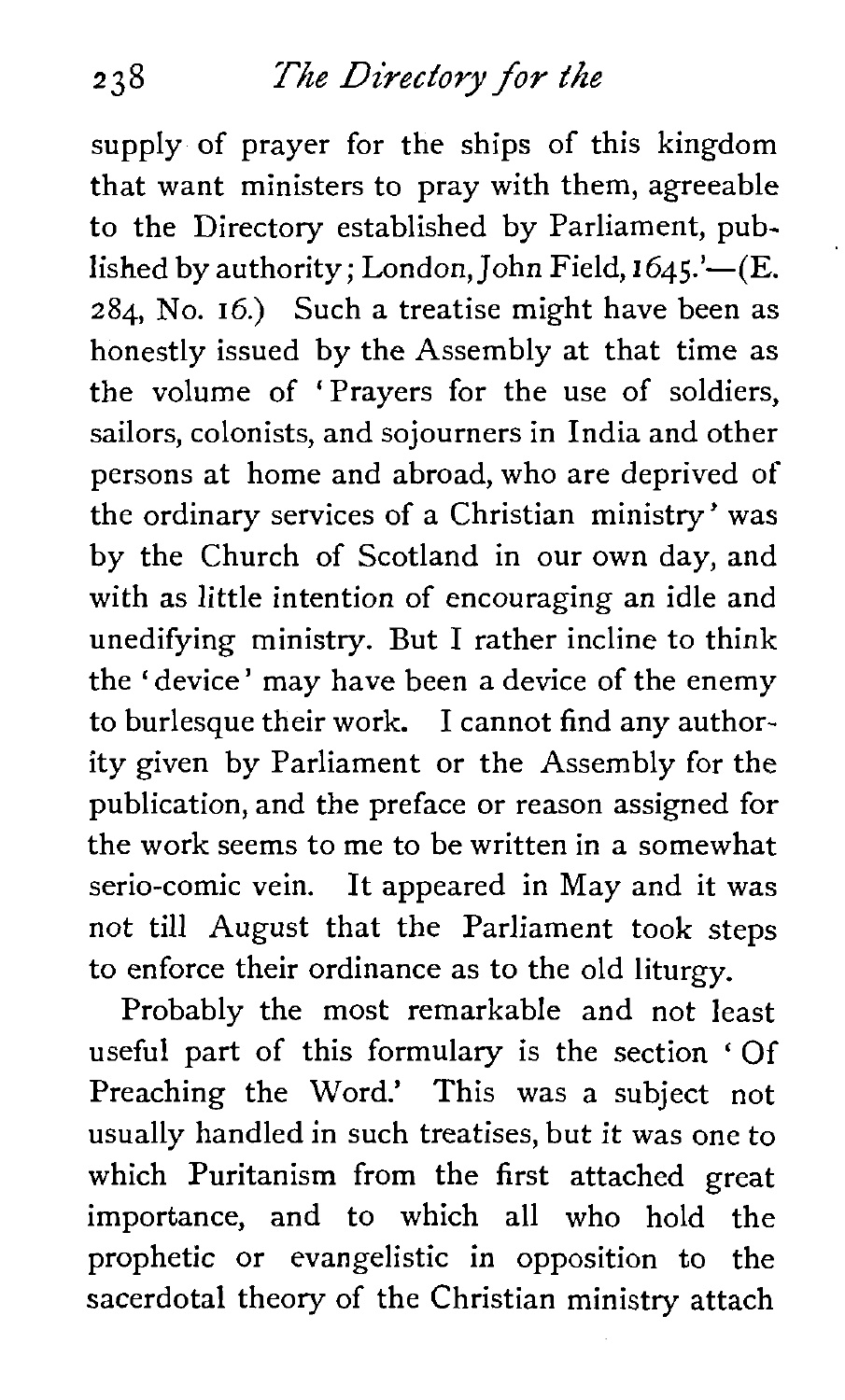supply of prayer for the ships of this kingdom that want ministers to pray with them, agreeable to the Directory established by Parliament, published by authority; London, John Field, 1645.'—(E. 284, No. 16.) Such a treatise might have been as honestly issued by the Assembly at that time as the volume of 'Prayers for the use of soldiers, sailors, colonists, and sojourners in India and other persons at home and abroad, who are deprived of the ordinary services of a Christian ministry' was by the Church of Scotland in our own day, and with as little intention of encouraging an idle and unedifying ministry. But I rather incline to think the 'device' may have been a device of the enemy to burlesque their work. I cannot find any authority given by Parliament or the Assembly for the publication, and the preface or reason assigned for the work seems to me to be written in a somewhat serio-comic vein. It appeared in May and it was not till August that the Parliament took steps to enforce their ordinance as to the old liturgy.

Probably the most remarkable and not least useful part of this formulary is the section 'Of Preaching the Word.' This was a subject not usually handled in such treatises, but it was one to which Puritanism from the first attached great importance, and to which all who hold the prophetic or evangelistic in opposition to the sacerdotal theory of the Christian ministry attach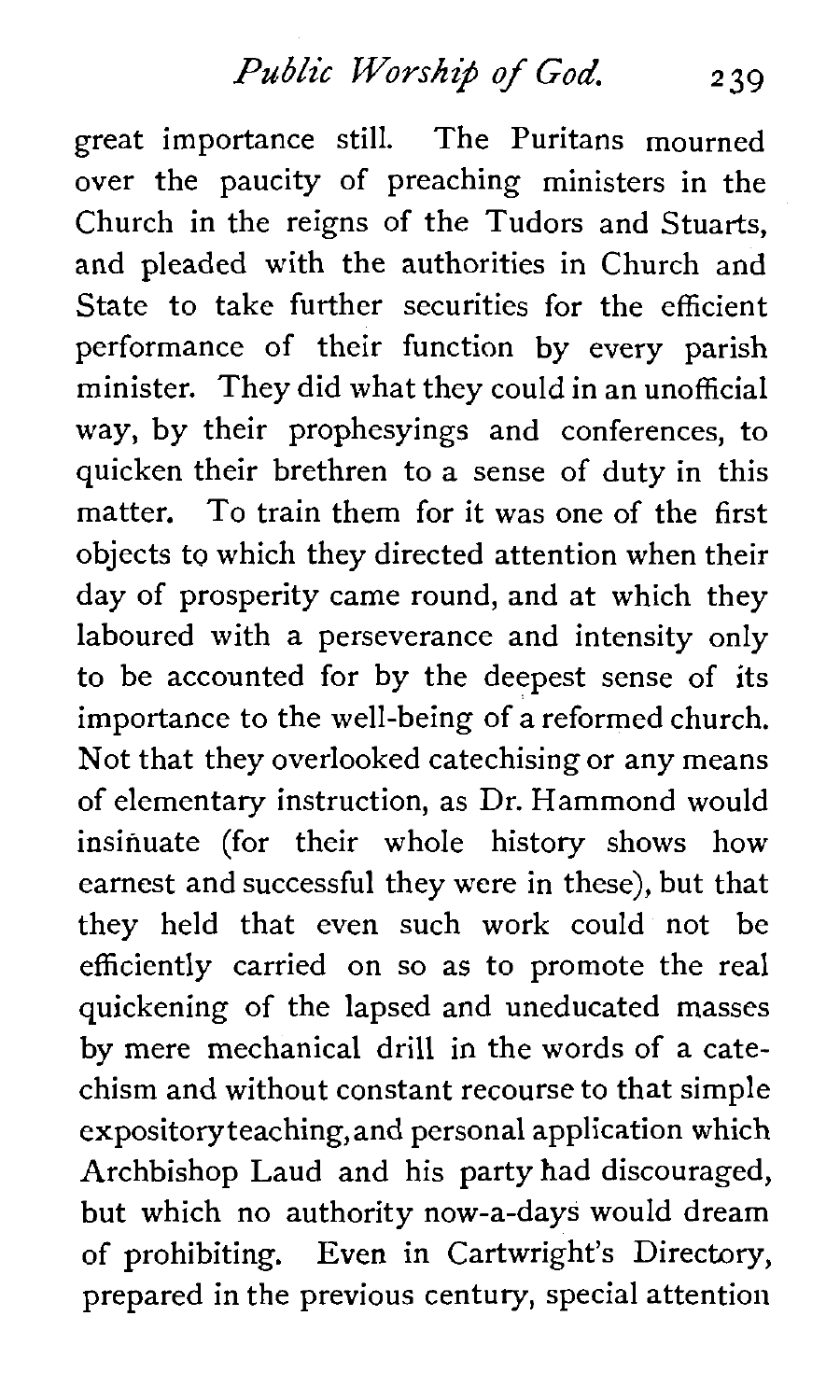great importance still. The Puritans mourned over the paucity of preaching ministers in the Church in the reigns of the Tudors and Stuarts, and pleaded with the authorities in Church and State to take further securities for the efficient performance of their function by every parish minister. They did what they could in an unofficial way, by their prophesyings and conferences, to quicken their brethren to a sense of duty in this matter. To train them for it was one of the first objects to which they directed attention when their day of prosperity came round, and at which they laboured with a perseverance and intensity only to be accounted for by the deepest sense of its importance to the well-being of a reformed church. Not that they overlooked catechising or any means of elementary instruction, as Dr. Hammond would insinuate (for their whole history shows how earnest and successful they were in these), but that they held that even such work could not be efficiently carried on so as to promote the real quickening of the lapsed and uneducated masses by mere mechanical drill in the words of a catechism and without constant recourse to that simple expository teaching, and personal application which Archbishop Laud and his party had discouraged, but which no authority now-a-days would dream of prohibiting. Even in Cartwright's Directory, prepared in the previous century, special attention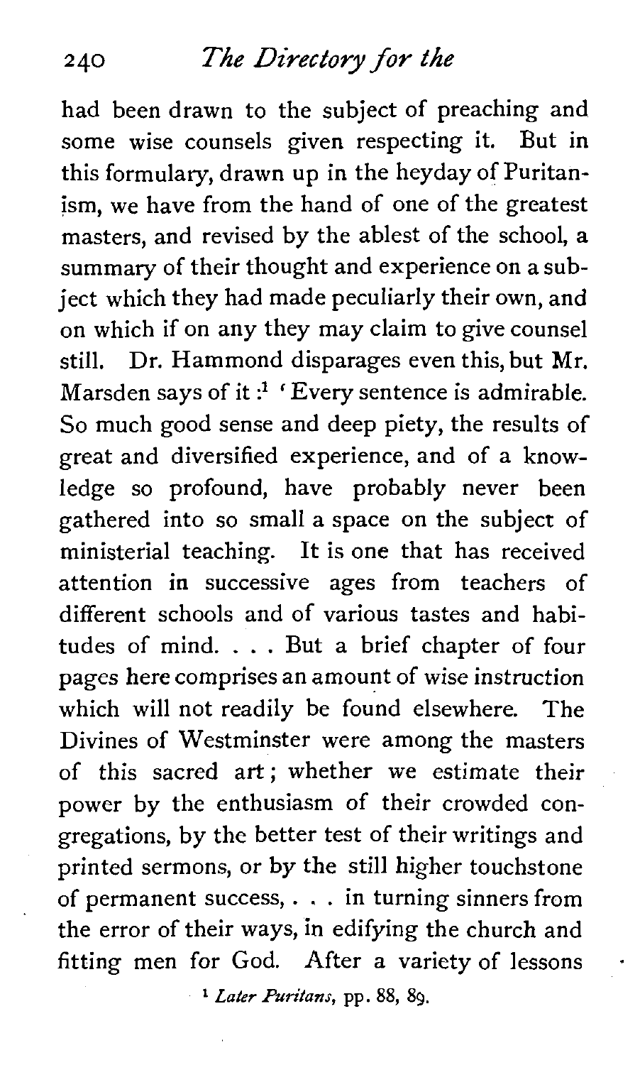had been drawn to the subject of preaching and some wise counsels given respecting it. But in this formulary, drawn up in the heyday of Puritanism, we have from the hand of one of the greatest masters, and revised by the ablest of the school, a summary of their thought and experience on a subject which they had made peculiarly their own, and on which if on any they may claim to give counsel still. Dr. Hammond disparages even this, but Mr. Marsden says of it:[1] 'Every sentence is admirable. So much good sense and deep piety, the results of great and diversified experience, and of a knowledge so profound, have probably never been gathered into so small a space on the subject of ministerial teaching. It is one that has received attention in successive ages from teachers of different schools and of various tastes and habitudes of mind. . . . But a brief chapter of four pages here comprises an amount of wise instruction which will not readily be found elsewhere. The Divines of Westminster were among the masters of this sacred art; whether we estimate their power by the enthusiasm of their crowded congregations, by the better test of their writings and printed sermons, or by the still higher touchstone of permanent success, . . . in turning sinners from the error of their ways, in edifying the church and fitting men for God. After a variety of lessons

[1] *Later Puritans*, pp. 88, 89.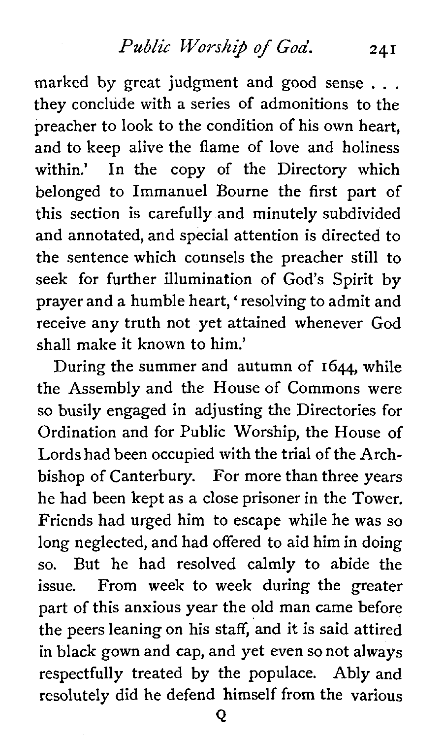marked by great judgment and good sense . . . they conclude with a series of admonitions to the preacher to look to the condition of his own heart, and to keep alive the flame of love and holiness within.' In the copy of the Directory which belonged to Immanuel Bourne the first part of this section is carefully and minutely subdivided and annotated, and special attention is directed to the sentence which counsels the preacher still to seek for further illumination of God's Spirit by prayer and a humble heart, 'resolving to admit and receive any truth not yet attained whenever God shall make it known to him.'

During the summer and autumn of 1644, while the Assembly and the House of Commons were so busily engaged in adjusting the Directories for Ordination and for Public Worship, the House of Lords had been occupied with the trial of the Archbishop of Canterbury. For more than three years he had been kept as a close prisoner in the Tower. Friends had urged him to escape while he was so long neglected, and had offered to aid him in doing so. But he had resolved calmly to abide the issue. From week to week during the greater part of this anxious year the old man came before the peers leaning on his staff, and it is said attired in black gown and cap, and yet even so not always respectfully treated by the populace. Ably and resolutely did he defend himself from the various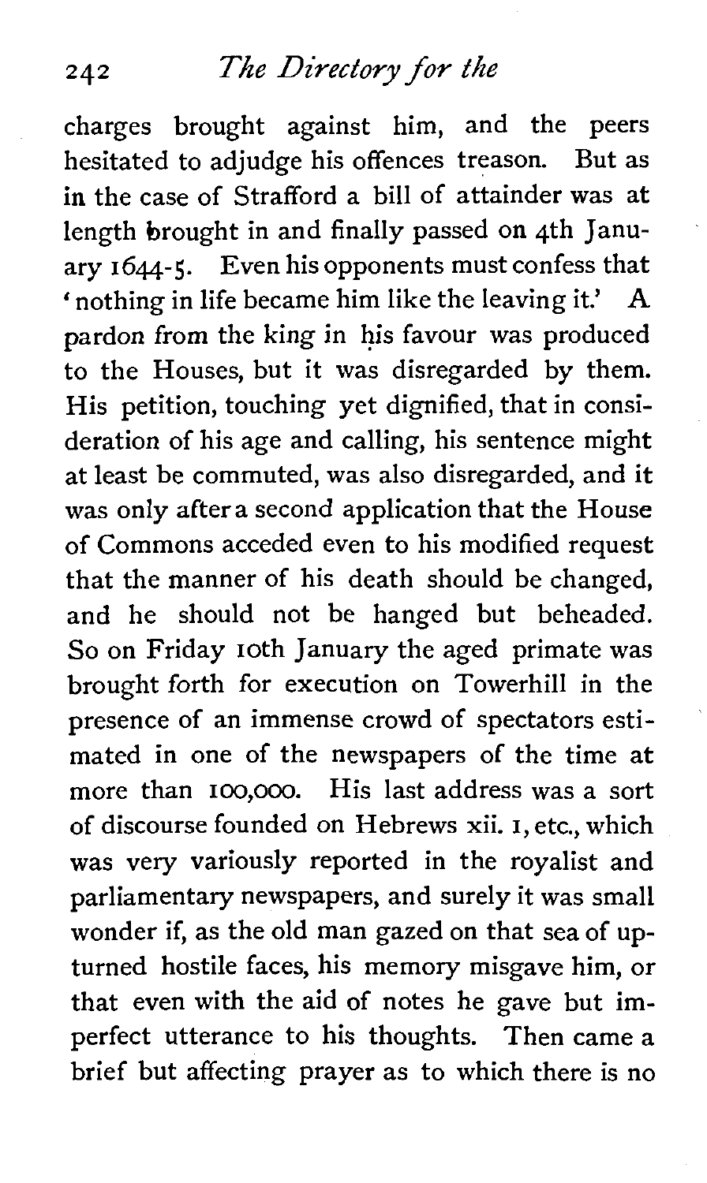charges brought against him, and the peers hesitated to adjudge his offences treason. But as in the case of Strafford a bill of attainder was at length brought in and finally passed on 4th January 1644-5. Even his opponents must confess that 'nothing in life became him like the leaving it.' A pardon from the king in his favour was produced to the Houses, but it was disregarded by them. His petition, touching yet dignified, that in consideration of his age and calling, his sentence might at least be commuted, was also disregarded, and it was only after a second application that the House of Commons acceded even to his modified request that the manner of his death should be changed, and he should not be hanged but beheaded. So on Friday 10th January the aged primate was brought forth for execution on Towerhill in the presence of an immense crowd of spectators estimated in one of the newspapers of the time at more than 100,000. His last address was a sort of discourse founded on Hebrews xii. 1, etc., which was very variously reported in the royalist and parliamentary newspapers, and surely it was small wonder if, as the old man gazed on that sea of upturned hostile faces, his memory misgave him, or that even with the aid of notes he gave but imperfect utterance to his thoughts. Then came a brief but affecting prayer as to which there is no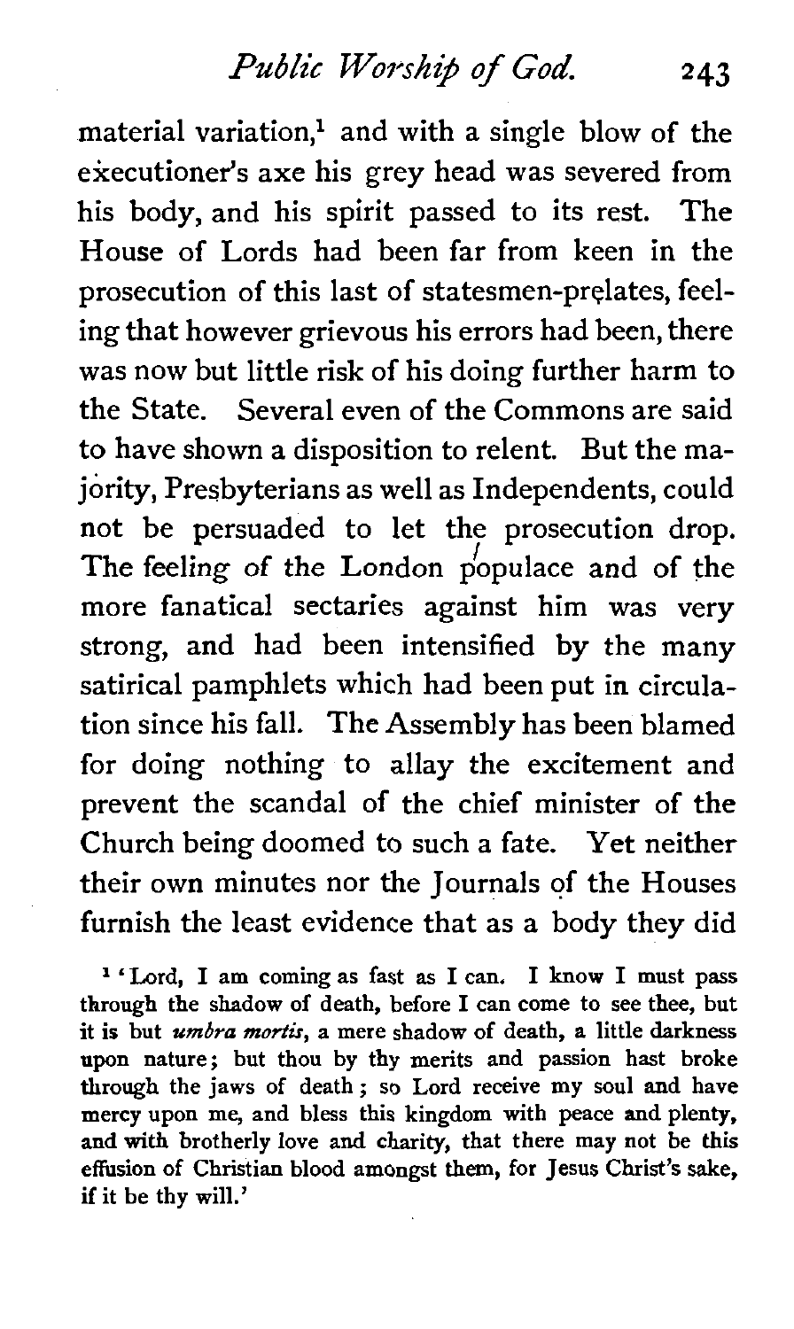material variation,[1] and with a single blow of the executioner's axe his grey head was severed from his body, and his spirit passed to its rest. The House of Lords had been far from keen in the prosecution of this last of statesmen-prelates, feeling that however grievous his errors had been, there was now but little risk of his doing further harm to the State. Several even of the Commons are said to have shown a disposition to relent. But the majority, Presbyterians as well as Independents, could not be persuaded to let the prosecution drop. The feeling of the London populace and of the more fanatical sectaries against him was very strong, and had been intensified by the many satirical pamphlets which had been put in circulation since his fall. The Assembly has been blamed for doing nothing to allay the excitement and prevent the scandal of the chief minister of the Church being doomed to such a fate. Yet neither their own minutes nor the Journals of the Houses furnish the least evidence that as a body they did

[1] 'Lord, I am coming as fast as I can. I know I must pass through the shadow of death, before I can come to see thee, but it is but *umbra mortis*, a mere shadow of death, a little darkness upon nature; but thou by thy merits and passion hast broke through the jaws of death; so Lord receive my soul and have mercy upon me, and bless this kingdom with peace and plenty, and with brotherly love and charity, that there may not be this effusion of Christian blood amongst them, for Jesus Christ's sake, if it be thy will.'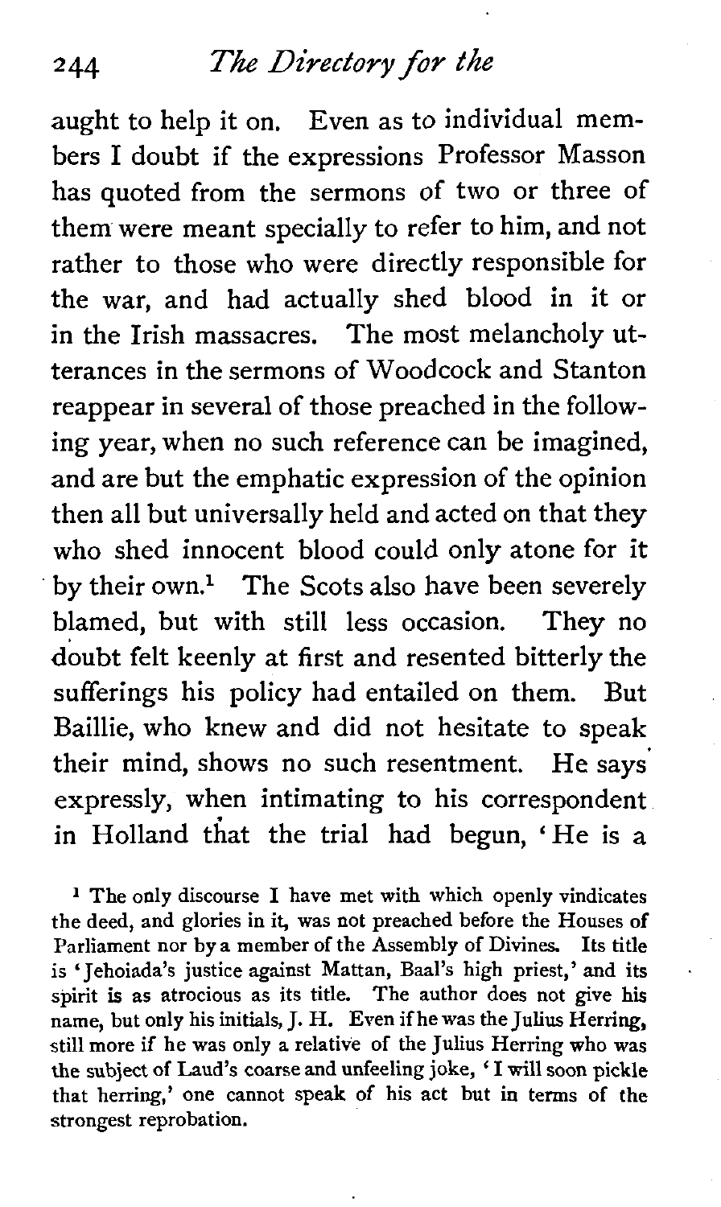aught to help it on. Even as to individual members I doubt if the expressions Professor Masson has quoted from the sermons of two or three of them were meant specially to refer to him, and not rather to those who were directly responsible for the war, and had actually shed blood in it or in the Irish massacres. The most melancholy utterances in the sermons of Woodcock and Stanton reappear in several of those preached in the following year, when no such reference can be imagined, and are but the emphatic expression of the opinion then all but universally held and acted on that they who shed innocent blood could only atone for it by their own.[1] The Scots also have been severely blamed, but with still less occasion. They no doubt felt keenly at first and resented bitterly the sufferings his policy had entailed on them. But Baillie, who knew and did not hesitate to speak their mind, shows no such resentment. He says expressly, when intimating to his correspondent in Holland that the trial had begun, 'He is a

[1] The only discourse I have met with which openly vindicates the deed, and glories in it, was not preached before the Houses of Parliament nor by a member of the Assembly of Divines. Its title is 'Jehoiada's justice against Mattan, Baal's high priest,' and its spirit is as atrocious as its title. The author does not give his name, but only his initials, J. H. Even if he was the Julius Herring, still more if he was only a relative of the Julius Herring who was the subject of Laud's coarse and unfeeling joke, 'I will soon pickle that herring,' one cannot speak of his act but in terms of the strongest reprobation.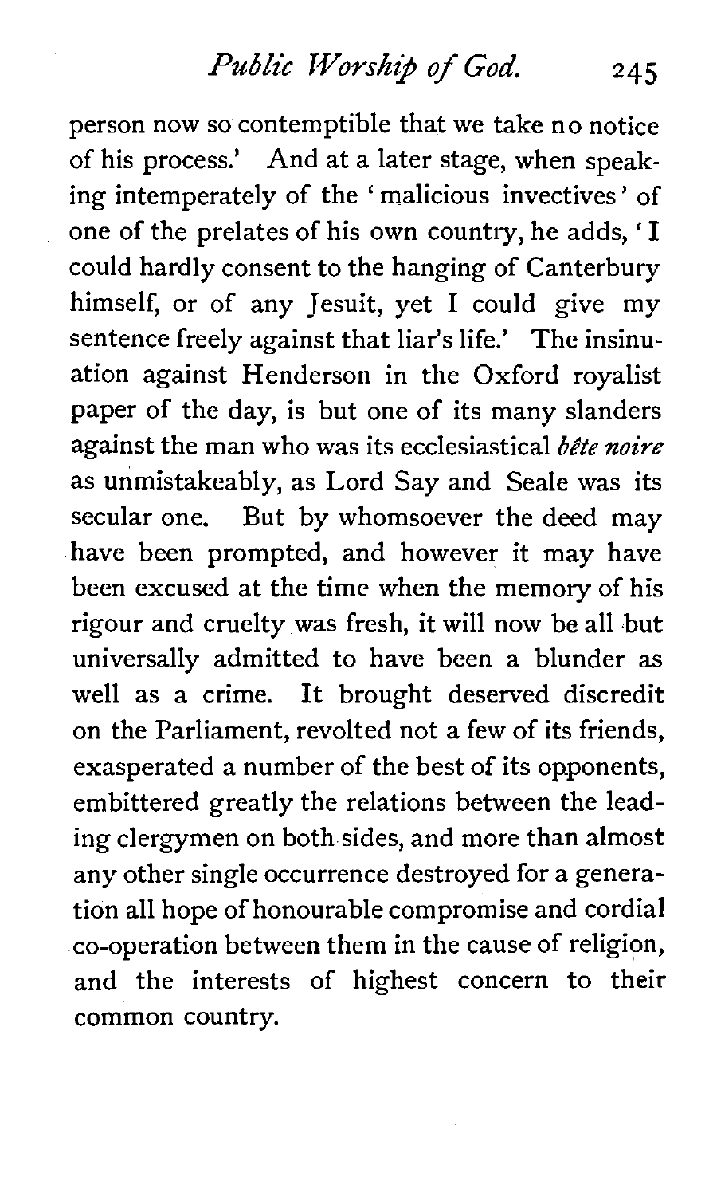person now so contemptible that we take no notice of his process.' And at a later stage, when speaking intemperately of the 'malicious invectives' of one of the prelates of his own country, he adds, 'I could hardly consent to the hanging of Canterbury himself, or of any Jesuit, yet I could give my sentence freely against that liar's life.' The insinuation against Henderson in the Oxford royalist paper of the day, is but one of its many slanders against the man who was its ecclesiastical *bête noire* as unmistakeably, as Lord Say and Seale was its secular one. But by whomsoever the deed may have been prompted, and however it may have been excused at the time when the memory of his rigour and cruelty was fresh, it will now be all but universally admitted to have been a blunder as well as a crime. It brought deserved discredit on the Parliament, revolted not a few of its friends, exasperated a number of the best of its opponents, embittered greatly the relations between the leading clergymen on both sides, and more than almost any other single occurrence destroyed for a generation all hope of honourable compromise and cordial co-operation between them in the cause of religion, and the interests of highest concern to their common country.